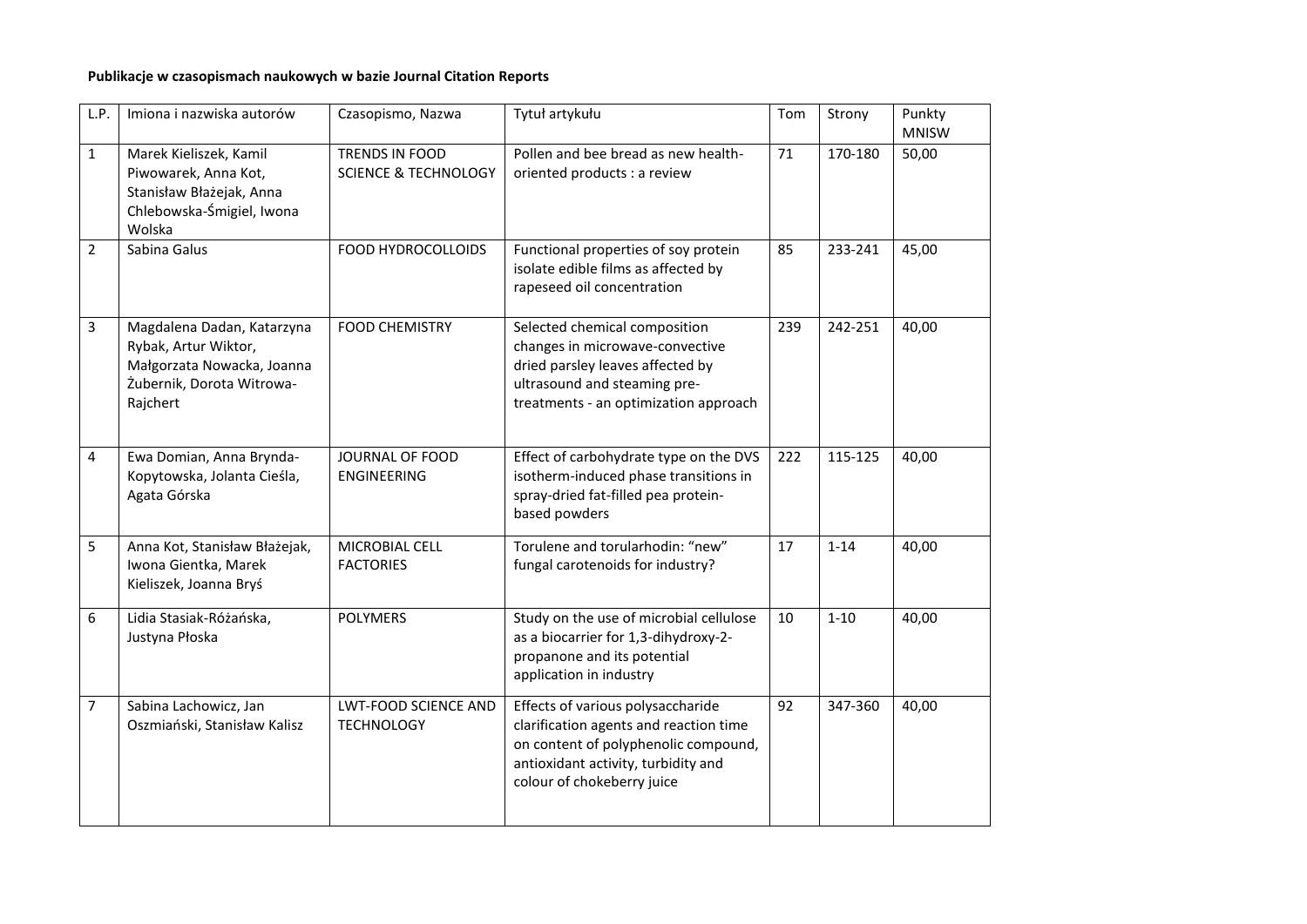**Publikacje w czasopismach naukowych w bazie Journal Citation Reports**

| L.P. | Imiona i nazwiska autorów | Czasopismo, Nazwa | Tytuł artykułu | Tom | Strony | Punkty MNISW |
|---|---|---|---|---|---|---|
| 1 | Marek Kieliszek, Kamil Piwowarek, Anna Kot, Stanisław Błażejak, Anna Chlebowska-Śmigiel, Iwona Wolska | TRENDS IN FOOD SCIENCE & TECHNOLOGY | Pollen and bee bread as new health-oriented products : a review | 71 | 170-180 | 50,00 |
| 2 | Sabina Galus | FOOD HYDROCOLLOIDS | Functional properties of soy protein isolate edible films as affected by rapeseed oil concentration | 85 | 233-241 | 45,00 |
| 3 | Magdalena Dadan, Katarzyna Rybak, Artur Wiktor, Małgorzata Nowacka, Joanna Żubernik, Dorota Witrowa-Rajchert | FOOD CHEMISTRY | Selected chemical composition changes in microwave-convective dried parsley leaves affected by ultrasound and steaming pre-treatments - an optimization approach | 239 | 242-251 | 40,00 |
| 4 | Ewa Domian, Anna Brynda-Kopytowska, Jolanta Cieśla, Agata Górska | JOURNAL OF FOOD ENGINEERING | Effect of carbohydrate type on the DVS isotherm-induced phase transitions in spray-dried fat-filled pea protein-based powders | 222 | 115-125 | 40,00 |
| 5 | Anna Kot, Stanisław Błażejak, Iwona Gientka, Marek Kieliszek, Joanna Bryś | MICROBIAL CELL FACTORIES | Torulene and torularhodin: "new" fungal carotenoids for industry? | 17 | 1-14 | 40,00 |
| 6 | Lidia Stasiak-Różańska, Justyna Płoska | POLYMERS | Study on the use of microbial cellulose as a biocarrier for 1,3-dihydroxy-2-propanone and its potential application in industry | 10 | 1-10 | 40,00 |
| 7 | Sabina Lachowicz, Jan Oszmiański, Stanisław Kalisz | LWT-FOOD SCIENCE AND TECHNOLOGY | Effects of various polysaccharide clarification agents and reaction time on content of polyphenolic compound, antioxidant activity, turbidity and colour of chokeberry juice | 92 | 347-360 | 40,00 |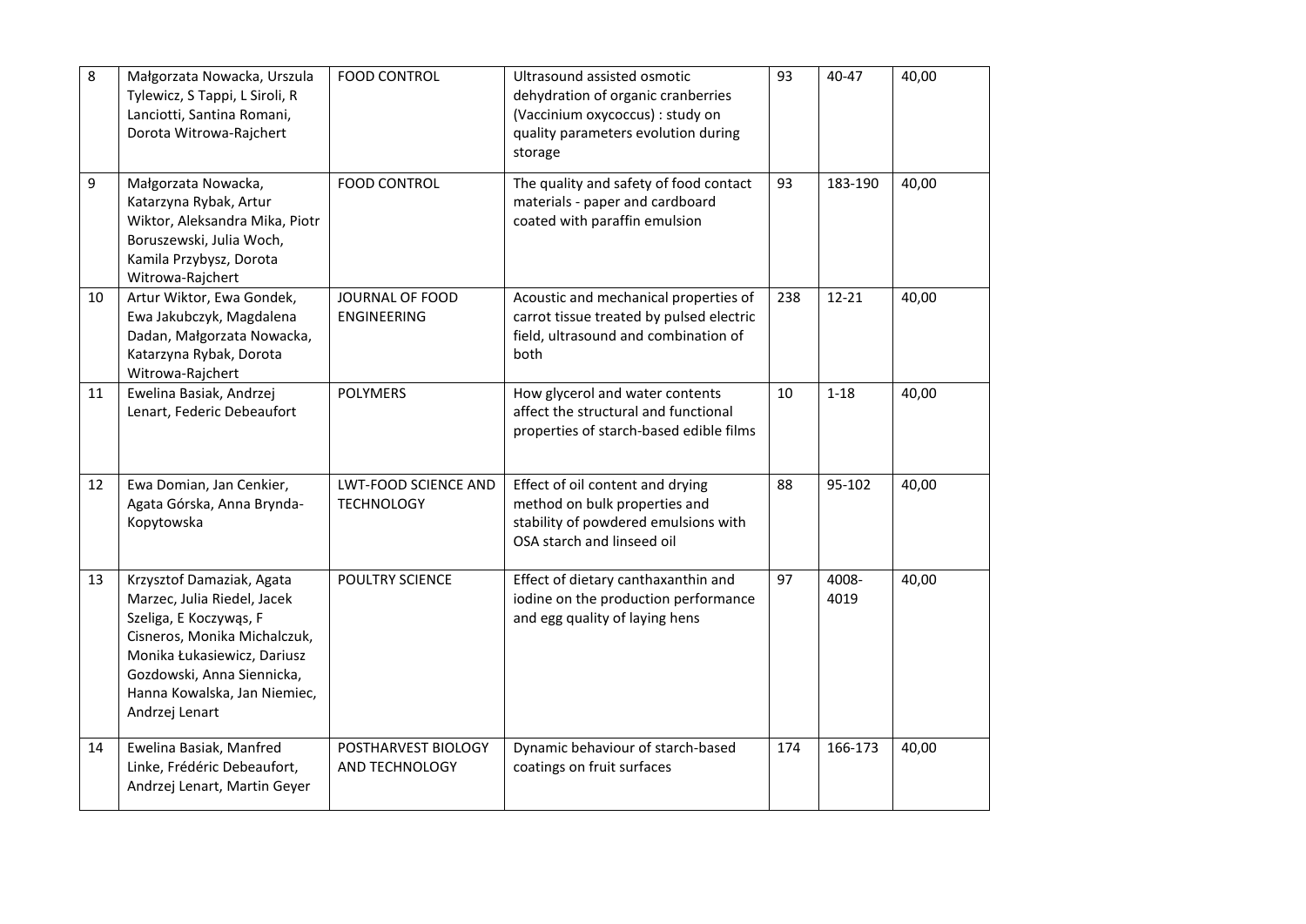| 8 | Małgorzata Nowacka, Urszula Tylewicz, S Tappi, L Siroli, R Lanciotti, Santina Romani, Dorota Witrowa-Rajchert | FOOD CONTROL | Ultrasound assisted osmotic dehydration of organic cranberries (Vaccinium oxycoccus) : study on quality parameters evolution during storage | 93 | 40-47 | 40,00 |
|---|---|---|---|---|---|---|
| 9 | Małgorzata Nowacka, Katarzyna Rybak, Artur Wiktor, Aleksandra Mika, Piotr Boruszewski, Julia Woch, Kamila Przybysz, Dorota Witrowa-Rajchert | FOOD CONTROL | The quality and safety of food contact materials - paper and cardboard coated with paraffin emulsion | 93 | 183-190 | 40,00 |
| 10 | Artur Wiktor, Ewa Gondek, Ewa Jakubczyk, Magdalena Dadan, Małgorzata Nowacka, Katarzyna Rybak, Dorota Witrowa-Rajchert | JOURNAL OF FOOD ENGINEERING | Acoustic and mechanical properties of carrot tissue treated by pulsed electric field, ultrasound and combination of both | 238 | 12-21 | 40,00 |
| 11 | Ewelina Basiak, Andrzej Lenart, Federic Debeaufort | POLYMERS | How glycerol and water contents affect the structural and functional properties of starch-based edible films | 10 | 1-18 | 40,00 |
| 12 | Ewa Domian, Jan Cenkier, Agata Górska, Anna Brynda-Kopytowska | LWT-FOOD SCIENCE AND TECHNOLOGY | Effect of oil content and drying method on bulk properties and stability of powdered emulsions with OSA starch and linseed oil | 88 | 95-102 | 40,00 |
| 13 | Krzysztof Damaziak, Agata Marzec, Julia Riedel, Jacek Szeliga, E Koczywąs, F Cisneros, Monika Michalczuk, Monika Łukasiewicz, Dariusz Gozdowski, Anna Siennicka, Hanna Kowalska, Jan Niemiec, Andrzej Lenart | POULTRY SCIENCE | Effect of dietary canthaxanthin and iodine on the production performance and egg quality of laying hens | 97 | 4008-4019 | 40,00 |
| 14 | Ewelina Basiak, Manfred Linke, Frédéric Debeaufort, Andrzej Lenart, Martin Geyer | POSTHARVEST BIOLOGY AND TECHNOLOGY | Dynamic behaviour of starch-based coatings on fruit surfaces | 174 | 166-173 | 40,00 |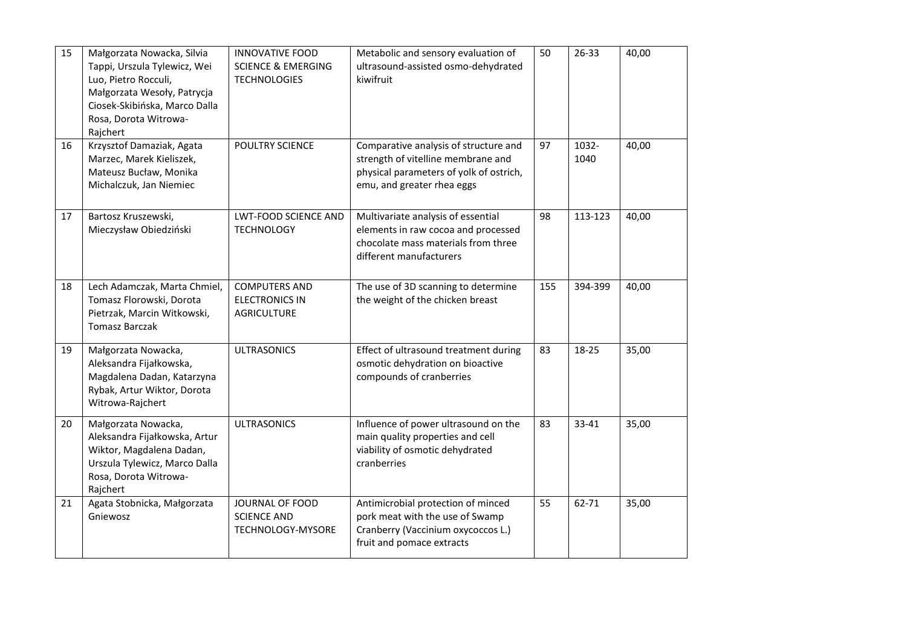| 15 | Małgorzata Nowacka, Silvia Tappi, Urszula Tylewicz, Wei Luo, Pietro Rocculi, Małgorzata Wesoły, Patrycja Ciosek-Skibińska, Marco Dalla Rosa, Dorota Witrowa-Rajchert | INNOVATIVE FOOD SCIENCE & EMERGING TECHNOLOGIES | Metabolic and sensory evaluation of ultrasound-assisted osmo-dehydrated kiwifruit | 50 | 26-33 | 40,00 |
|---|---|---|---|---|---|---|
| 16 | Krzysztof Damaziak, Agata Marzec, Marek Kieliszek, Mateusz Bucław, Monika Michalczuk, Jan Niemiec | POULTRY SCIENCE | Comparative analysis of structure and strength of vitelline membrane and physical parameters of yolk of ostrich, emu, and greater rhea eggs | 97 | 1032-1040 | 40,00 |
| 17 | Bartosz Kruszewski, Mieczysław Obiedziński | LWT-FOOD SCIENCE AND TECHNOLOGY | Multivariate analysis of essential elements in raw cocoa and processed chocolate mass materials from three different manufacturers | 98 | 113-123 | 40,00 |
| 18 | Lech Adamczak, Marta Chmiel, Tomasz Florowski, Dorota Pietrzak, Marcin Witkowski, Tomasz Barczak | COMPUTERS AND ELECTRONICS IN AGRICULTURE | The use of 3D scanning to determine the weight of the chicken breast | 155 | 394-399 | 40,00 |
| 19 | Małgorzata Nowacka, Aleksandra Fijałkowska, Magdalena Dadan, Katarzyna Rybak, Artur Wiktor, Dorota Witrowa-Rajchert | ULTRASONICS | Effect of ultrasound treatment during osmotic dehydration on bioactive compounds of cranberries | 83 | 18-25 | 35,00 |
| 20 | Małgorzata Nowacka, Aleksandra Fijałkowska, Artur Wiktor, Magdalena Dadan, Urszula Tylewicz, Marco Dalla Rosa, Dorota Witrowa-Rajchert | ULTRASONICS | Influence of power ultrasound on the main quality properties and cell viability of osmotic dehydrated cranberries | 83 | 33-41 | 35,00 |
| 21 | Agata Stobnicka, Małgorzata Gniewosz | JOURNAL OF FOOD SCIENCE AND TECHNOLOGY-MYSORE | Antimicrobial protection of minced pork meat with the use of Swamp Cranberry (Vaccinium oxycoccos L.) fruit and pomace extracts | 55 | 62-71 | 35,00 |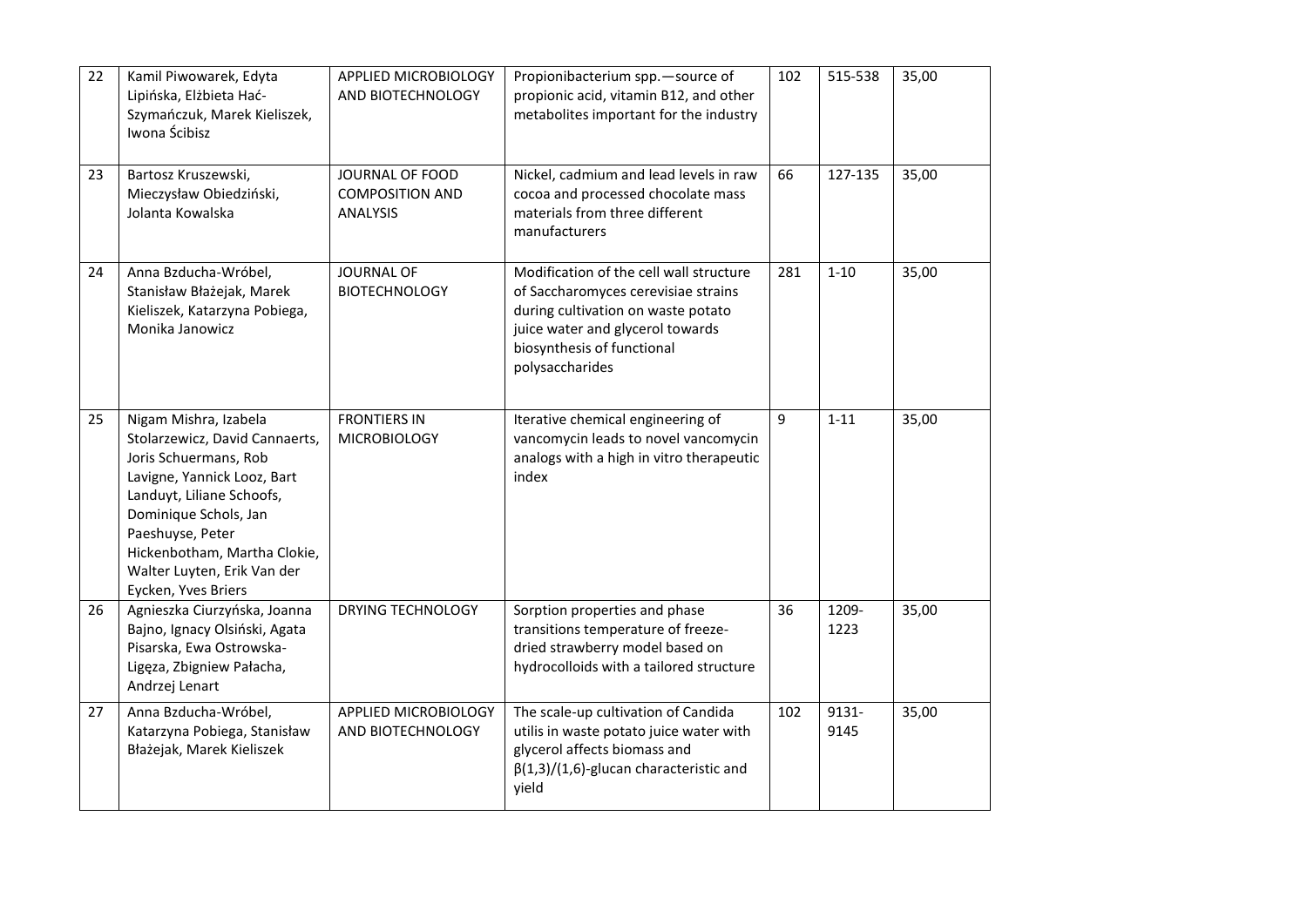| 22 | Kamil Piwowarek, Edyta Lipińska, Elżbieta Hać-Szymańczuk, Marek Kieliszek, Iwona Ścibisz | APPLIED MICROBIOLOGY AND BIOTECHNOLOGY | Propionibacterium spp.—source of propionic acid, vitamin B12, and other metabolites important for the industry | 102 | 515-538 | 35,00 |
|---|---|---|---|---|---|---|
| 23 | Bartosz Kruszewski, Mieczysław Obiedziński, Jolanta Kowalska | JOURNAL OF FOOD COMPOSITION AND ANALYSIS | Nickel, cadmium and lead levels in raw cocoa and processed chocolate mass materials from three different manufacturers | 66 | 127-135 | 35,00 |
| 24 | Anna Bzducha-Wróbel, Stanisław Błażejak, Marek Kieliszek, Katarzyna Pobiega, Monika Janowicz | JOURNAL OF BIOTECHNOLOGY | Modification of the cell wall structure of Saccharomyces cerevisiae strains during cultivation on waste potato juice water and glycerol towards biosynthesis of functional polysaccharides | 281 | 1-10 | 35,00 |
| 25 | Nigam Mishra, Izabela Stolarzewicz, David Cannaerts, Joris Schuermans, Rob Lavigne, Yannick Looz, Bart Landuyt, Liliane Schoofs, Dominique Schols, Jan Paeshuyse, Peter Hickenbotham, Martha Clokie, Walter Luyten, Erik Van der Eycken, Yves Briers | FRONTIERS IN MICROBIOLOGY | Iterative chemical engineering of vancomycin leads to novel vancomycin analogs with a high in vitro therapeutic index | 9 | 1-11 | 35,00 |
| 26 | Agnieszka Ciurzyńska, Joanna Bajno, Ignacy Olsiński, Agata Pisarska, Ewa Ostrowska-Ligęza, Zbigniew Pałacha, Andrzej Lenart | DRYING TECHNOLOGY | Sorption properties and phase transitions temperature of freeze-dried strawberry model based on hydrocolloids with a tailored structure | 36 | 1209-1223 | 35,00 |
| 27 | Anna Bzducha-Wróbel, Katarzyna Pobiega, Stanisław Błażejak, Marek Kieliszek | APPLIED MICROBIOLOGY AND BIOTECHNOLOGY | The scale-up cultivation of Candida utilis in waste potato juice water with glycerol affects biomass and β(1,3)/(1,6)-glucan characteristic and yield | 102 | 9131-9145 | 35,00 |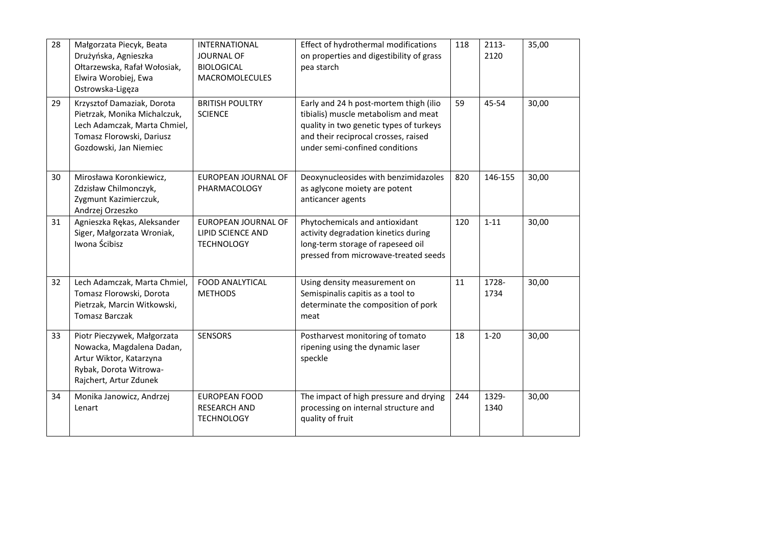| 28 | Małgorzata Piecyk, Beata Drużyńska, Agnieszka Ołtarzewska, Rafał Wołosiak, Elwira Worobiej, Ewa Ostrowska-Ligęza | INTERNATIONAL JOURNAL OF BIOLOGICAL MACROMOLECULES | Effect of hydrothermal modifications on properties and digestibility of grass pea starch | 118 | 2113-2120 | 35,00 |
|---|---|---|---|---|---|---|
| 29 | Krzysztof Damaziak, Dorota Pietrzak, Monika Michalczuk, Lech Adamczak, Marta Chmiel, Tomasz Florowski, Dariusz Gozdowski, Jan Niemiec | BRITISH POULTRY SCIENCE | Early and 24 h post-mortem thigh (ilio tibialis) muscle metabolism and meat quality in two genetic types of turkeys and their reciprocal crosses, raised under semi-confined conditions | 59 | 45-54 | 30,00 |
| 30 | Mirosława Koronkiewicz, Zdzisław Chilmonczyk, Zygmunt Kazimierczuk, Andrzej Orzeszko | EUROPEAN JOURNAL OF PHARMACOLOGY | Deoxynucleosides with benzimidazoles as aglycone moiety are potent anticancer agents | 820 | 146-155 | 30,00 |
| 31 | Agnieszka Rękas, Aleksander Siger, Małgorzata Wroniak, Iwona Ścibisz | EUROPEAN JOURNAL OF LIPID SCIENCE AND TECHNOLOGY | Phytochemicals and antioxidant activity degradation kinetics during long-term storage of rapeseed oil pressed from microwave-treated seeds | 120 | 1-11 | 30,00 |
| 32 | Lech Adamczak, Marta Chmiel, Tomasz Florowski, Dorota Pietrzak, Marcin Witkowski, Tomasz Barczak | FOOD ANALYTICAL METHODS | Using density measurement on Semispinalis capitis as a tool to determinate the composition of pork meat | 11 | 1728-1734 | 30,00 |
| 33 | Piotr Pieczywek, Małgorzata Nowacka, Magdalena Dadan, Artur Wiktor, Katarzyna Rybak, Dorota Witrowa-Rajchert, Artur Zdunek | SENSORS | Postharvest monitoring of tomato ripening using the dynamic laser speckle | 18 | 1-20 | 30,00 |
| 34 | Monika Janowicz, Andrzej Lenart | EUROPEAN FOOD RESEARCH AND TECHNOLOGY | The impact of high pressure and drying processing on internal structure and quality of fruit | 244 | 1329-1340 | 30,00 |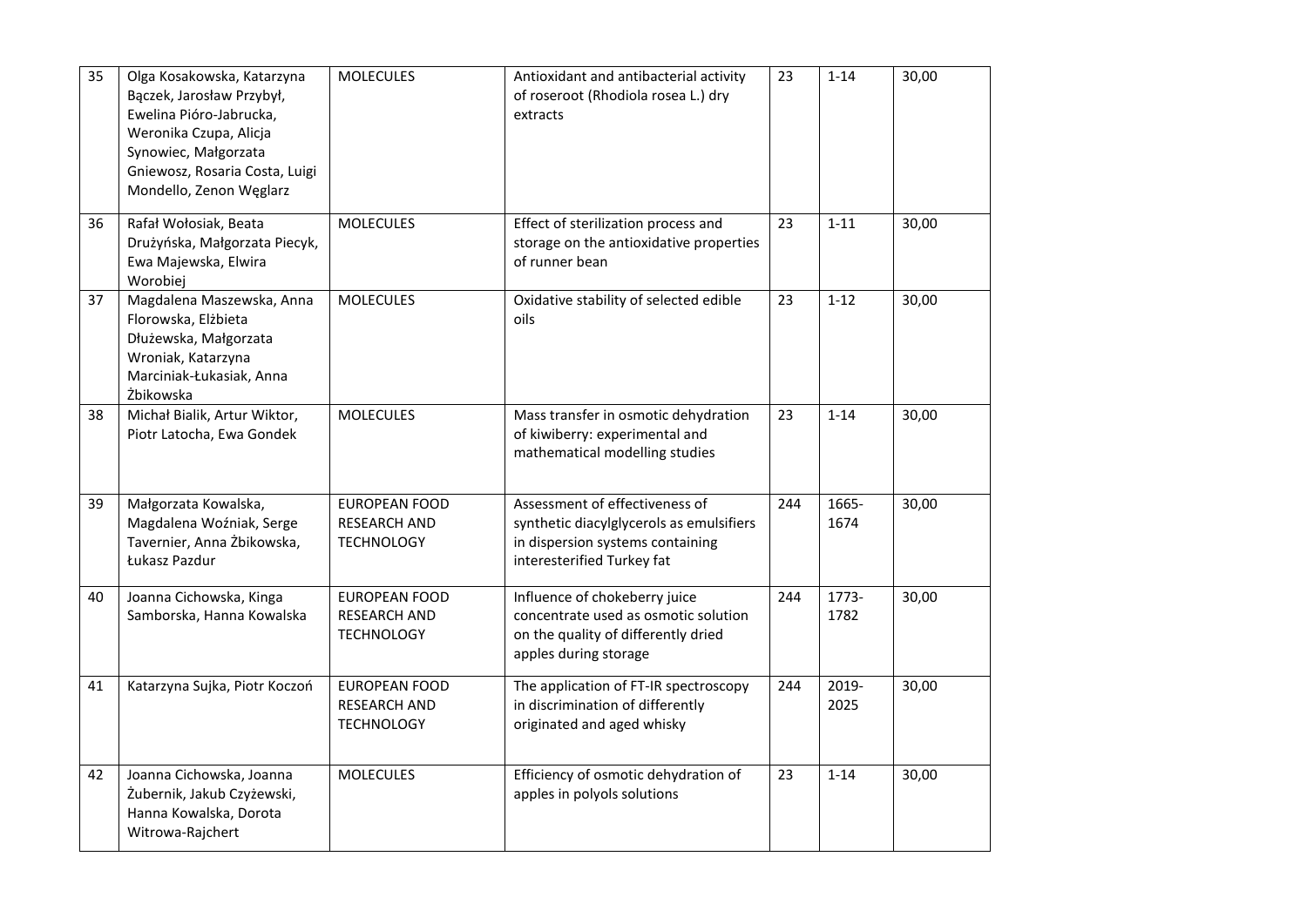| 35 | Olga Kosakowska, Katarzyna Bączek, Jarosław Przybył, Ewelina Pióro-Jabrucka, Weronika Czupa, Alicja Synowiec, Małgorzata Gniewosz, Rosaria Costa, Luigi Mondello, Zenon Węglarz | MOLECULES | Antioxidant and antibacterial activity of roseroot (Rhodiola rosea L.) dry extracts | 23 | 1-14 | 30,00 |
|---|---|---|---|---|---|---|
| 36 | Rafał Wołosiak, Beata Drużyńska, Małgorzata Piecyk, Ewa Majewska, Elwira Worobiej | MOLECULES | Effect of sterilization process and storage on the antioxidative properties of runner bean | 23 | 1-11 | 30,00 |
| 37 | Magdalena Maszewska, Anna Florowska, Elżbieta Dłużewska, Małgorzata Wroniak, Katarzyna Marciniak-Łukasiak, Anna Żbikowska | MOLECULES | Oxidative stability of selected edible oils | 23 | 1-12 | 30,00 |
| 38 | Michał Bialik, Artur Wiktor, Piotr Latocha, Ewa Gondek | MOLECULES | Mass transfer in osmotic dehydration of kiwiberry: experimental and mathematical modelling studies | 23 | 1-14 | 30,00 |
| 39 | Małgorzata Kowalska, Magdalena Woźniak, Serge Tavernier, Anna Żbikowska, Łukasz Pazdur | EUROPEAN FOOD RESEARCH AND TECHNOLOGY | Assessment of effectiveness of synthetic diacylglycerols as emulsifiers in dispersion systems containing interesterified Turkey fat | 244 | 1665-1674 | 30,00 |
| 40 | Joanna Cichowska, Kinga Samborska, Hanna Kowalska | EUROPEAN FOOD RESEARCH AND TECHNOLOGY | Influence of chokeberry juice concentrate used as osmotic solution on the quality of differently dried apples during storage | 244 | 1773-1782 | 30,00 |
| 41 | Katarzyna Sujka, Piotr Koczoń | EUROPEAN FOOD RESEARCH AND TECHNOLOGY | The application of FT-IR spectroscopy in discrimination of differently originated and aged whisky | 244 | 2019-2025 | 30,00 |
| 42 | Joanna Cichowska, Joanna Żubernik, Jakub Czyżewski, Hanna Kowalska, Dorota Witrowa-Rajchert | MOLECULES | Efficiency of osmotic dehydration of apples in polyols solutions | 23 | 1-14 | 30,00 |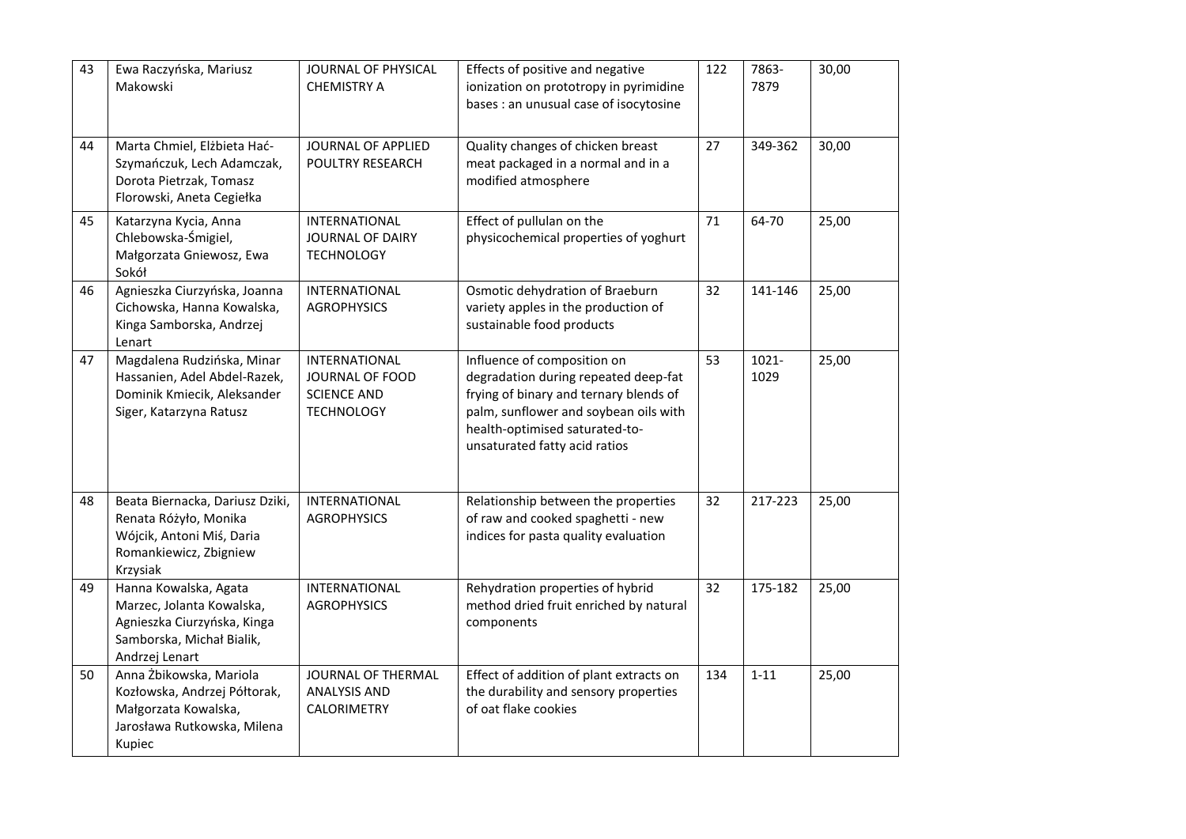| 43 | Ewa Raczyńska, Mariusz Makowski | JOURNAL OF PHYSICAL CHEMISTRY A | Effects of positive and negative ionization on prototropy in pyrimidine bases : an unusual case of isocytosine | 122 | 7863-7879 | 30,00 |
|---|---|---|---|---|---|---|
| 44 | Marta Chmiel, Elżbieta Hać-Szymańczuk, Lech Adamczak, Dorota Pietrzak, Tomasz Florowski, Aneta Cegiełka | JOURNAL OF APPLIED POULTRY RESEARCH | Quality changes of chicken breast meat packaged in a normal and in a modified atmosphere | 27 | 349-362 | 30,00 |
| 45 | Katarzyna Kycia, Anna Chlebowska-Śmigiel, Małgorzata Gniewosz, Ewa Sokół | INTERNATIONAL JOURNAL OF DAIRY TECHNOLOGY | Effect of pullulan on the physicochemical properties of yoghurt | 71 | 64-70 | 25,00 |
| 46 | Agnieszka Ciurzyńska, Joanna Cichowska, Hanna Kowalska, Kinga Samborska, Andrzej Lenart | INTERNATIONAL AGROPHYSICS | Osmotic dehydration of Braeburn variety apples in the production of sustainable food products | 32 | 141-146 | 25,00 |
| 47 | Magdalena Rudzińska, Minar Hassanien, Adel Abdel-Razek, Dominik Kmiecik, Aleksander Siger, Katarzyna Ratusz | INTERNATIONAL JOURNAL OF FOOD SCIENCE AND TECHNOLOGY | Influence of composition on degradation during repeated deep-fat frying of binary and ternary blends of palm, sunflower and soybean oils with health-optimised saturated-to-unsaturated fatty acid ratios | 53 | 1021-1029 | 25,00 |
| 48 | Beata Biernacka, Dariusz Dziki, Renata Różyło, Monika Wójcik, Antoni Miś, Daria Romankiewicz, Zbigniew Krzysiak | INTERNATIONAL AGROPHYSICS | Relationship between the properties of raw and cooked spaghetti - new indices for pasta quality evaluation | 32 | 217-223 | 25,00 |
| 49 | Hanna Kowalska, Agata Marzec, Jolanta Kowalska, Agnieszka Ciurzyńska, Kinga Samborska, Michał Bialik, Andrzej Lenart | INTERNATIONAL AGROPHYSICS | Rehydration properties of hybrid method dried fruit enriched by natural components | 32 | 175-182 | 25,00 |
| 50 | Anna Żbikowska, Mariola Kozłowska, Andrzej Półtorak, Małgorzata Kowalska, Jarosława Rutkowska, Milena Kupiec | JOURNAL OF THERMAL ANALYSIS AND CALORIMETRY | Effect of addition of plant extracts on the durability and sensory properties of oat flake cookies | 134 | 1-11 | 25,00 |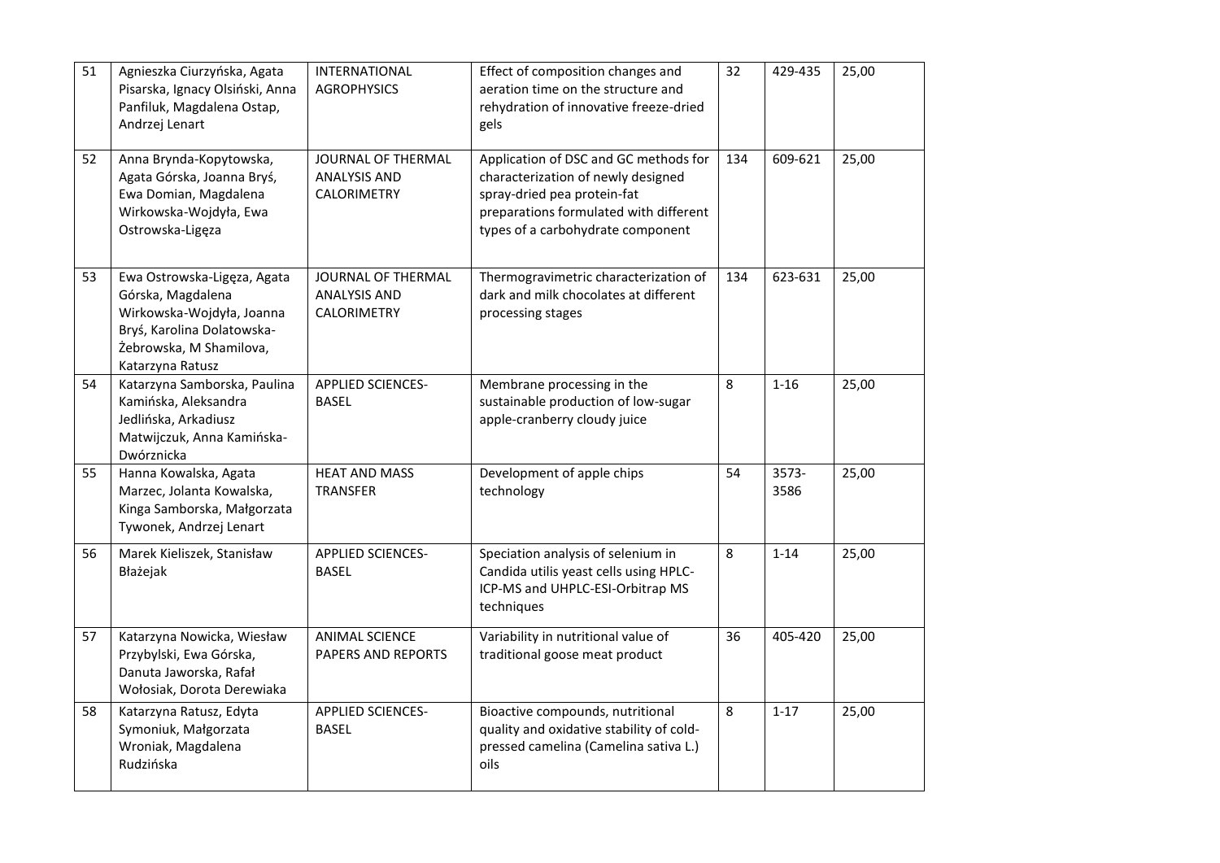| 51 | Agnieszka Ciurzyńska, Agata Pisarska, Ignacy Olsiński, Anna Panfiluk, Magdalena Ostap, Andrzej Lenart | INTERNATIONAL AGROPHYSICS | Effect of composition changes and aeration time on the structure and rehydration of innovative freeze-dried gels | 32 | 429-435 | 25,00 |
|---|---|---|---|---|---|---|
| 52 | Anna Brynda-Kopytowska, Agata Górska, Joanna Bryś, Ewa Domian, Magdalena Wirkowska-Wojdyła, Ewa Ostrowska-Ligęza | JOURNAL OF THERMAL ANALYSIS AND CALORIMETRY | Application of DSC and GC methods for characterization of newly designed spray-dried pea protein-fat preparations formulated with different types of a carbohydrate component | 134 | 609-621 | 25,00 |
| 53 | Ewa Ostrowska-Ligęza, Agata Górska, Magdalena Wirkowska-Wojdyła, Joanna Bryś, Karolina Dolatowska-Żebrowska, M Shamilova, Katarzyna Ratusz | JOURNAL OF THERMAL ANALYSIS AND CALORIMETRY | Thermogravimetric characterization of dark and milk chocolates at different processing stages | 134 | 623-631 | 25,00 |
| 54 | Katarzyna Samborska, Paulina Kamińska, Aleksandra Jedlińska, Arkadiusz Matwijczuk, Anna Kamińska-Dwórznicka | APPLIED SCIENCES-BASEL | Membrane processing in the sustainable production of low-sugar apple-cranberry cloudy juice | 8 | 1-16 | 25,00 |
| 55 | Hanna Kowalska, Agata Marzec, Jolanta Kowalska, Kinga Samborska, Małgorzata Tywonek, Andrzej Lenart | HEAT AND MASS TRANSFER | Development of apple chips technology | 54 | 3573-3586 | 25,00 |
| 56 | Marek Kieliszek, Stanisław Błażejak | APPLIED SCIENCES-BASEL | Speciation analysis of selenium in Candida utilis yeast cells using HPLC-ICP-MS and UHPLC-ESI-Orbitrap MS techniques | 8 | 1-14 | 25,00 |
| 57 | Katarzyna Nowicka, Wiesław Przybylski, Ewa Górska, Danuta Jaworska, Rafał Wołosiak, Dorota Derewiaka | ANIMAL SCIENCE PAPERS AND REPORTS | Variability in nutritional value of traditional goose meat product | 36 | 405-420 | 25,00 |
| 58 | Katarzyna Ratusz, Edyta Symoniuk, Małgorzata Wroniak, Magdalena Rudzińska | APPLIED SCIENCES-BASEL | Bioactive compounds, nutritional quality and oxidative stability of cold-pressed camelina (Camelina sativa L.) oils | 8 | 1-17 | 25,00 |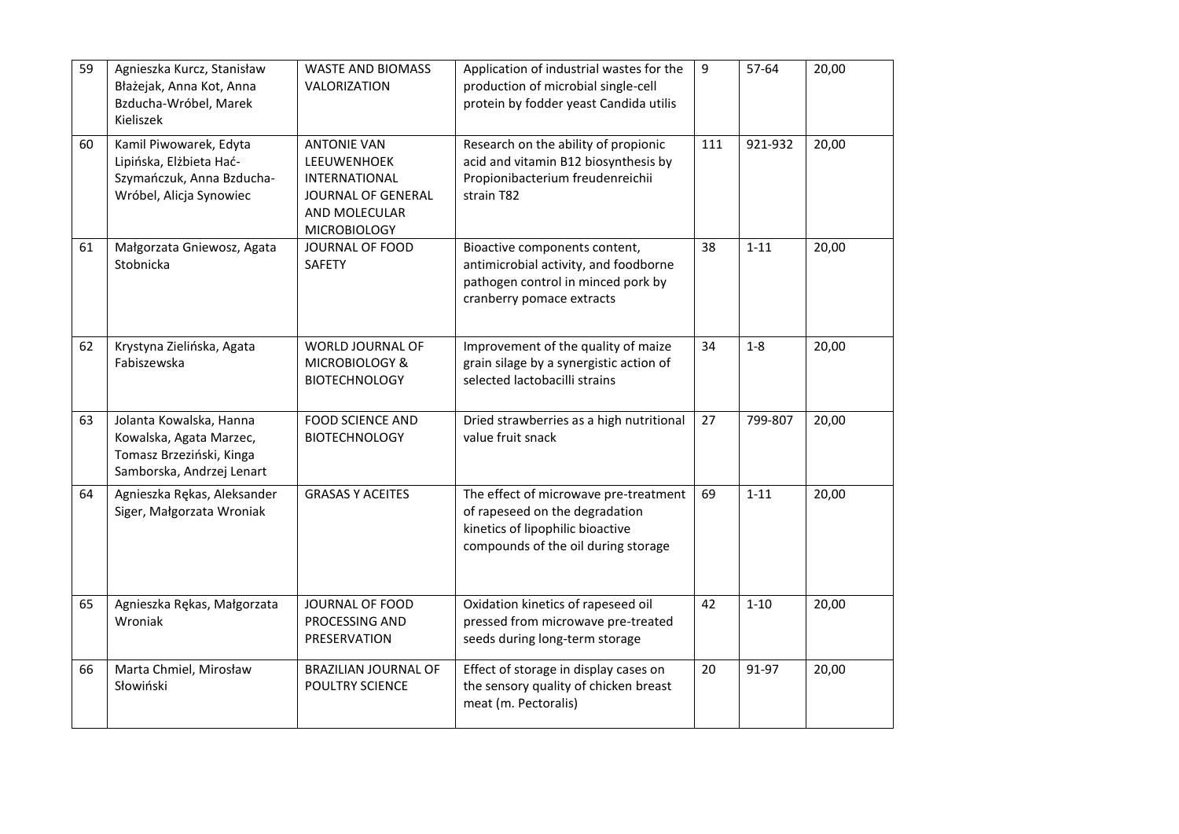| 59 | Agnieszka Kurcz, Stanisław Błażejak, Anna Kot, Anna Bzducha-Wróbel, Marek Kieliszek | WASTE AND BIOMASS VALORIZATION | Application of industrial wastes for the production of microbial single-cell protein by fodder yeast Candida utilis | 9 | 57-64 | 20,00 |
|---|---|---|---|---|---|---|
| 60 | Kamil Piwowarek, Edyta Lipińska, Elżbieta Hać-Szymańczuk, Anna Bzducha-Wróbel, Alicja Synowiec | ANTONIE VAN LEEUWENHOEK INTERNATIONAL JOURNAL OF GENERAL AND MOLECULAR MICROBIOLOGY | Research on the ability of propionic acid and vitamin B12 biosynthesis by Propionibacterium freudenreichii strain T82 | 111 | 921-932 | 20,00 |
| 61 | Małgorzata Gniewosz, Agata Stobnicka | JOURNAL OF FOOD SAFETY | Bioactive components content, antimicrobial activity, and foodborne pathogen control in minced pork by cranberry pomace extracts | 38 | 1-11 | 20,00 |
| 62 | Krystyna Zielińska, Agata Fabiszewska | WORLD JOURNAL OF MICROBIOLOGY & BIOTECHNOLOGY | Improvement of the quality of maize grain silage by a synergistic action of selected lactobacilli strains | 34 | 1-8 | 20,00 |
| 63 | Jolanta Kowalska, Hanna Kowalska, Agata Marzec, Tomasz Brzeziński, Kinga Samborska, Andrzej Lenart | FOOD SCIENCE AND BIOTECHNOLOGY | Dried strawberries as a high nutritional value fruit snack | 27 | 799-807 | 20,00 |
| 64 | Agnieszka Rękas, Aleksander Siger, Małgorzata Wroniak | GRASAS Y ACEITES | The effect of microwave pre-treatment of rapeseed on the degradation kinetics of lipophilic bioactive compounds of the oil during storage | 69 | 1-11 | 20,00 |
| 65 | Agnieszka Rękas, Małgorzata Wroniak | JOURNAL OF FOOD PROCESSING AND PRESERVATION | Oxidation kinetics of rapeseed oil pressed from microwave pre-treated seeds during long-term storage | 42 | 1-10 | 20,00 |
| 66 | Marta Chmiel, Mirosław Słowiński | BRAZILIAN JOURNAL OF POULTRY SCIENCE | Effect of storage in display cases on the sensory quality of chicken breast meat (m. Pectoralis) | 20 | 91-97 | 20,00 |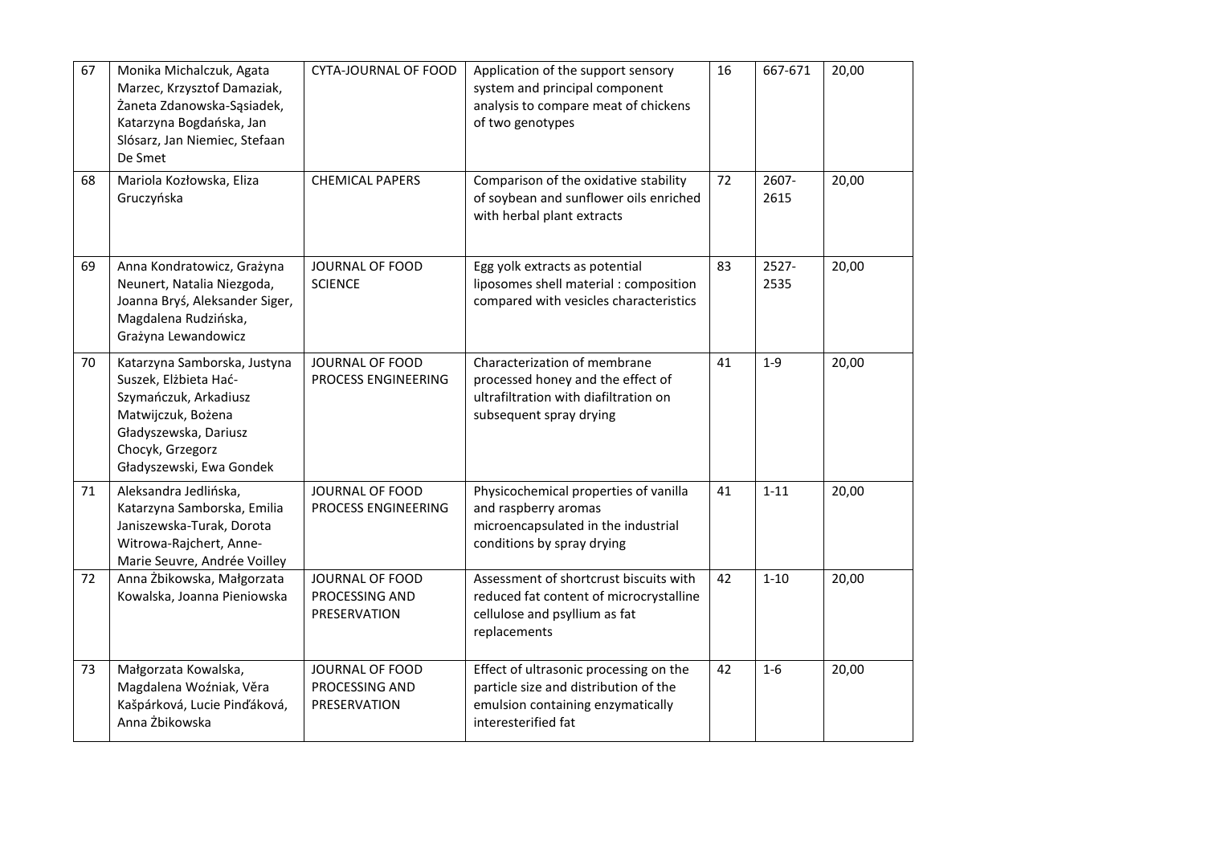| 67 | Monika Michalczuk, Agata Marzec, Krzysztof Damaziak, Żaneta Zdanowska-Sąsiadek, Katarzyna Bogdańska, Jan Slósarz, Jan Niemiec, Stefaan De Smet | CYTA-JOURNAL OF FOOD | Application of the support sensory system and principal component analysis to compare meat of chickens of two genotypes | 16 | 667-671 | 20,00 |
|---|---|---|---|---|---|---|
| 68 | Mariola Kozłowska, Eliza Gruczyńska | CHEMICAL PAPERS | Comparison of the oxidative stability of soybean and sunflower oils enriched with herbal plant extracts | 72 | 2607-2615 | 20,00 |
| 69 | Anna Kondratowicz, Grażyna Neunert, Natalia Niezgoda, Joanna Bryś, Aleksander Siger, Magdalena Rudzińska, Grażyna Lewandowicz | JOURNAL OF FOOD SCIENCE | Egg yolk extracts as potential liposomes shell material : composition compared with vesicles characteristics | 83 | 2527-2535 | 20,00 |
| 70 | Katarzyna Samborska, Justyna Suszek, Elżbieta Hać-Szymańczuk, Arkadiusz Matwijczuk, Bożena Gładyszewska, Dariusz Chocyk, Grzegorz Gładyszewski, Ewa Gondek | JOURNAL OF FOOD PROCESS ENGINEERING | Characterization of membrane processed honey and the effect of ultrafiltration with diafiltration on subsequent spray drying | 41 | 1-9 | 20,00 |
| 71 | Aleksandra Jedlińska, Katarzyna Samborska, Emilia Janiszewska-Turak, Dorota Witrowa-Rajchert, Anne-Marie Seuvre, Andrée Voilley | JOURNAL OF FOOD PROCESS ENGINEERING | Physicochemical properties of vanilla and raspberry aromas microencapsulated in the industrial conditions by spray drying | 41 | 1-11 | 20,00 |
| 72 | Anna Żbikowska, Małgorzata Kowalska, Joanna Pieniowska | JOURNAL OF FOOD PROCESSING AND PRESERVATION | Assessment of shortcrust biscuits with reduced fat content of microcrystalline cellulose and psyllium as fat replacements | 42 | 1-10 | 20,00 |
| 73 | Małgorzata Kowalska, Magdalena Woźniak, Věra Kašpárková, Lucie Pinďáková, Anna Żbikowska | JOURNAL OF FOOD PROCESSING AND PRESERVATION | Effect of ultrasonic processing on the particle size and distribution of the emulsion containing enzymatically interesterified fat | 42 | 1-6 | 20,00 |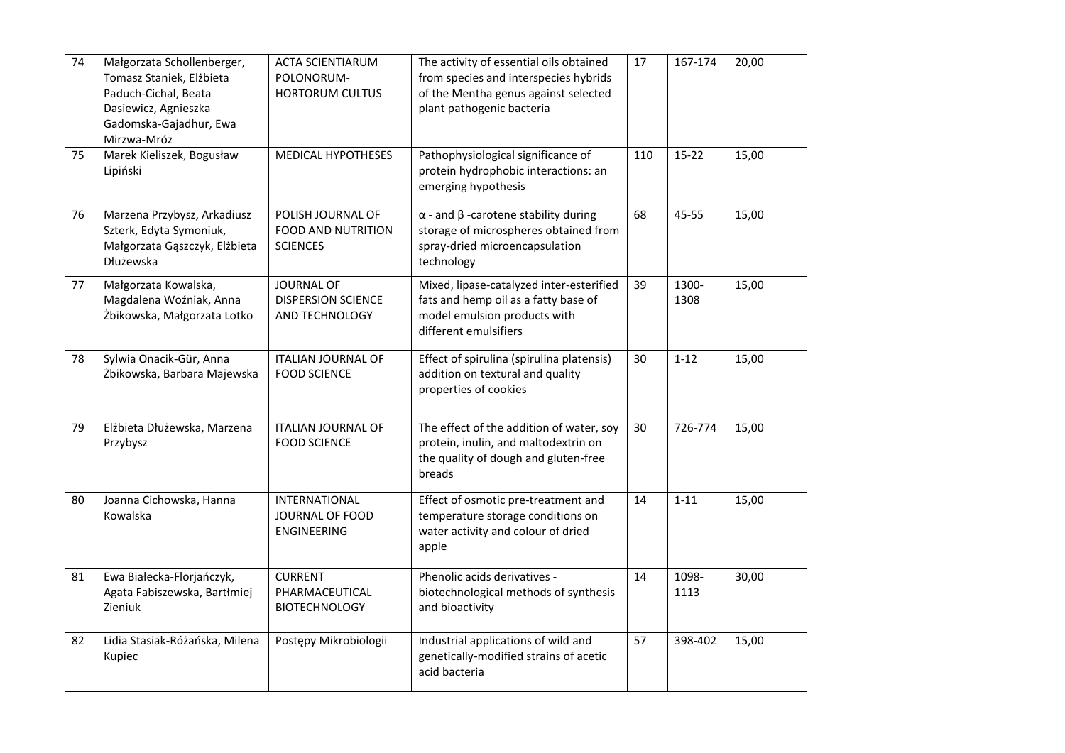| | | | | | | |
|---|---|---|---|---|---|---|
| 74 | Małgorzata Schollenberger, Tomasz Staniek, Elżbieta Paduch-Cichal, Beata Dasiewicz, Agnieszka Gadomska-Gajadhur, Ewa Mirzwa-Mróz | ACTA SCIENTIARUM POLONORUM-HORTORUM CULTUS | The activity of essential oils obtained from species and interspecies hybrids of the Mentha genus against selected plant pathogenic bacteria | 17 | 167-174 | 20,00 |
| 75 | Marek Kieliszek, Bogusław Lipiński | MEDICAL HYPOTHESES | Pathophysiological significance of protein hydrophobic interactions: an emerging hypothesis | 110 | 15-22 | 15,00 |
| 76 | Marzena Przybysz, Arkadiusz Szterk, Edyta Symoniuk, Małgorzata Gąszczyk, Elżbieta Dłużewska | POLISH JOURNAL OF FOOD AND NUTRITION SCIENCES | α - and β -carotene stability during storage of microspheres obtained from spray-dried microencapsulation technology | 68 | 45-55 | 15,00 |
| 77 | Małgorzata Kowalska, Magdalena Woźniak, Anna Żbikowska, Małgorzata Lotko | JOURNAL OF DISPERSION SCIENCE AND TECHNOLOGY | Mixed, lipase-catalyzed inter-esterified fats and hemp oil as a fatty base of model emulsion products with different emulsifiers | 39 | 1300-1308 | 15,00 |
| 78 | Sylwia Onacik-Gür, Anna Żbikowska, Barbara Majewska | ITALIAN JOURNAL OF FOOD SCIENCE | Effect of spirulina (spirulina platensis) addition on textural and quality properties of cookies | 30 | 1-12 | 15,00 |
| 79 | Elżbieta Dłużewska, Marzena Przybysz | ITALIAN JOURNAL OF FOOD SCIENCE | The effect of the addition of water, soy protein, inulin, and maltodextrin on the quality of dough and gluten-free breads | 30 | 726-774 | 15,00 |
| 80 | Joanna Cichowska, Hanna Kowalska | INTERNATIONAL JOURNAL OF FOOD ENGINEERING | Effect of osmotic pre-treatment and temperature storage conditions on water activity and colour of dried apple | 14 | 1-11 | 15,00 |
| 81 | Ewa Białecka-Florjańczyk, Agata Fabiszewska, Bartłmiej Zieniuk | CURRENT PHARMACEUTICAL BIOTECHNOLOGY | Phenolic acids derivatives - biotechnological methods of synthesis and bioactivity | 14 | 1098-1113 | 30,00 |
| 82 | Lidia Stasiak-Różańska, Milena Kupiec | Postępy Mikrobiologii | Industrial applications of wild and genetically-modified strains of acetic acid bacteria | 57 | 398-402 | 15,00 |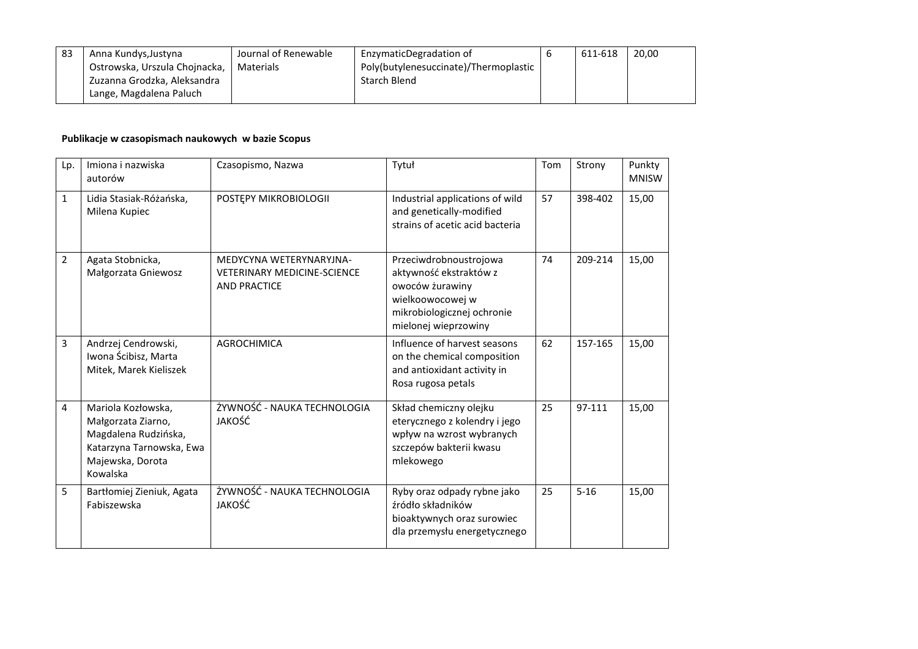| 83 | Anna Kundys,Justyna Ostrowska, Urszula Chojnacka, Zuzanna Grodzka, Aleksandra Lange, Magdalena Paluch | Journal of Renewable Materials | EnzymaticDegradation of Poly(butylenesuccinate)/Thermoplastic Starch Blend | 6 | 611-618 | 20,00 |
|---|---|---|---|---|---|---|

**Publikacje w czasopismach naukowych w bazie Scopus**

| Lp. | Imiona i nazwiska autorów | Czasopismo, Nazwa | Tytuł | Tom | Strony | Punkty MNISW |
|---|---|---|---|---|---|---|
| 1 | Lidia Stasiak-Różańska, Milena Kupiec | POSTĘPY MIKROBIOLOGII | Industrial applications of wild and genetically-modified strains of acetic acid bacteria | 57 | 398-402 | 15,00 |
| 2 | Agata Stobnicka, Małgorzata Gniewosz | MEDYCYNA WETERYNARYJNA-VETERINARY MEDICINE-SCIENCE AND PRACTICE | Przeciwdrobnoustrojowa aktywność ekstraktów z owoców żurawiny wielkoowocowej w mikrobiologicznej ochronie mielonej wieprzowiny | 74 | 209-214 | 15,00 |
| 3 | Andrzej Cendrowski, Iwona Ścibisz, Marta Mitek, Marek Kieliszek | AGROCHIMICA | Influence of harvest seasons on the chemical composition and antioxidant activity in Rosa rugosa petals | 62 | 157-165 | 15,00 |
| 4 | Mariola Kozłowska, Małgorzata Ziarno, Magdalena Rudzińska, Katarzyna Tarnowska, Ewa Majewska, Dorota Kowalska | ŻYWNOŚĆ - NAUKA TECHNOLOGIA JAKOŚĆ | Skład chemiczny olejku eterycznego z kolendry i jego wpływ na wzrost wybranych szczepów bakterii kwasu mlekowego | 25 | 97-111 | 15,00 |
| 5 | Bartłomiej Zieniuk, Agata Fabiszewska | ŻYWNOŚĆ - NAUKA TECHNOLOGIA JAKOŚĆ | Ryby oraz odpady rybne jako źródło składników bioaktywnych oraz surowiec dla przemysłu energetycznego | 25 | 5-16 | 15,00 |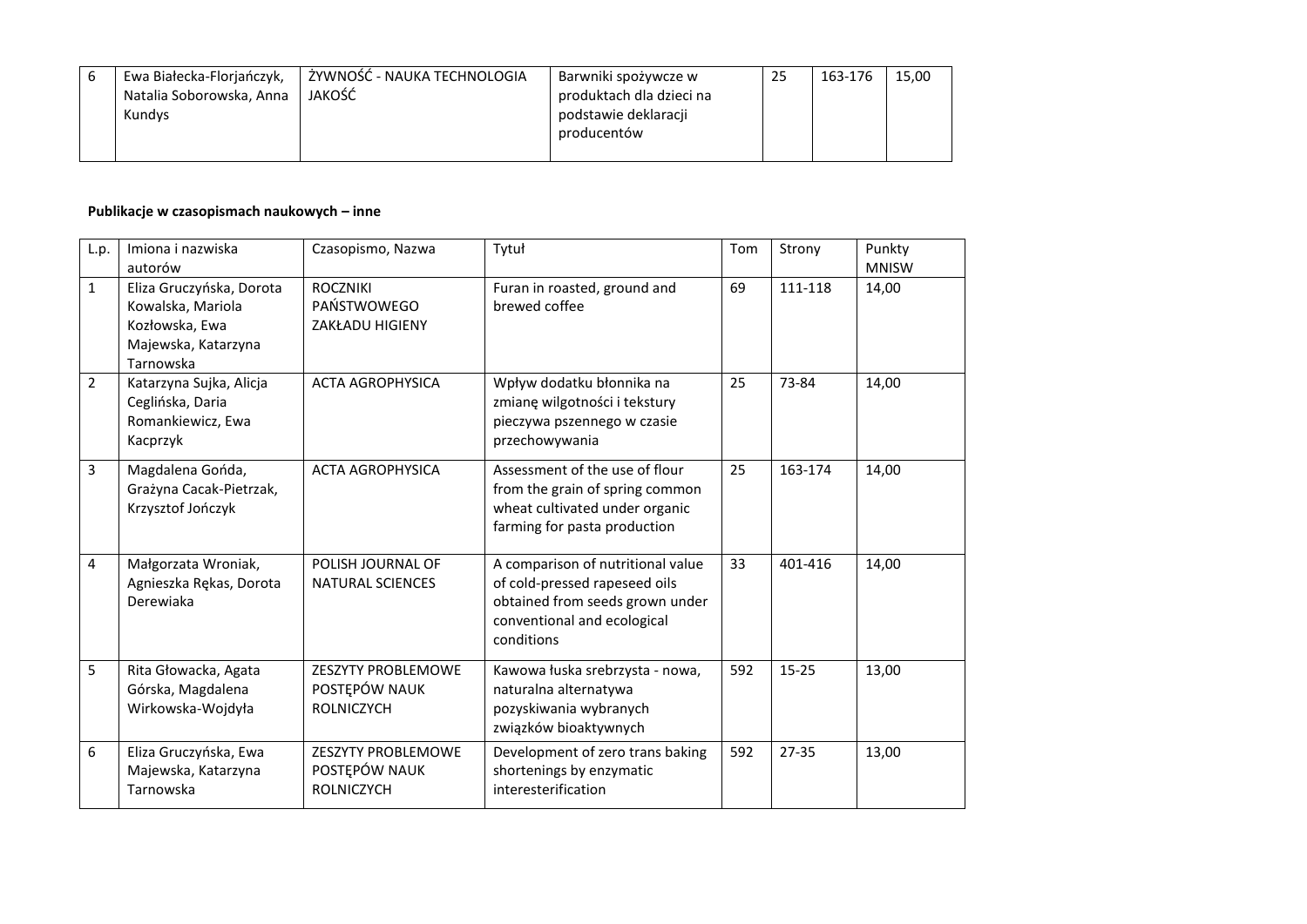| 6 | Ewa Białecka-Florjańczyk, Natalia Soborowska, Anna Kundys | ŻYWNOŚĆ - NAUKA TECHNOLOGIA JAKOŚĆ | Barwniki spożywcze w produktach dla dzieci na podstawie deklaracji producentów | 25 | 163-176 | 15,00 |
|---|---|---|---|---|---|---|

**Publikacje w czasopismach naukowych – inne**

| L.p. | Imiona i nazwiska autorów | Czasopismo, Nazwa | Tytuł | Tom | Strony | Punkty MNISW |
|---|---|---|---|---|---|---|
| 1 | Eliza Gruczyńska, Dorota Kowalska, Mariola Kozłowska, Ewa Majewska, Katarzyna Tarnowska | ROCZNIKI PAŃSTWOWEGO ZAKŁADU HIGIENY | Furan in roasted, ground and brewed coffee | 69 | 111-118 | 14,00 |
| 2 | Katarzyna Sujka, Alicja Ceglińska, Daria Romankiewicz, Ewa Kacprzyk | ACTA AGROPHYSICA | Wpływ dodatku błonnika na zmianę wilgotności i tekstury pieczywa pszennego w czasie przechowywania | 25 | 73-84 | 14,00 |
| 3 | Magdalena Gońda, Grażyna Cacak-Pietrzak, Krzysztof Jończyk | ACTA AGROPHYSICA | Assessment of the use of flour from the grain of spring common wheat cultivated under organic farming for pasta production | 25 | 163-174 | 14,00 |
| 4 | Małgorzata Wroniak, Agnieszka Rękas, Dorota Derewiaka | POLISH JOURNAL OF NATURAL SCIENCES | A comparison of nutritional value of cold-pressed rapeseed oils obtained from seeds grown under conventional and ecological conditions | 33 | 401-416 | 14,00 |
| 5 | Rita Głowacka, Agata Górska, Magdalena Wirkowska-Wojdyła | ZESZYTY PROBLEMOWE POSTĘPÓW NAUK ROLNICZYCH | Kawowa łuska srebrzysta - nowa, naturalna alternatywa pozyskiwania wybranych związków bioaktywnych | 592 | 15-25 | 13,00 |
| 6 | Eliza Gruczyńska, Ewa Majewska, Katarzyna Tarnowska | ZESZYTY PROBLEMOWE POSTĘPÓW NAUK ROLNICZYCH | Development of zero trans baking shortenings by enzymatic interesterification | 592 | 27-35 | 13,00 |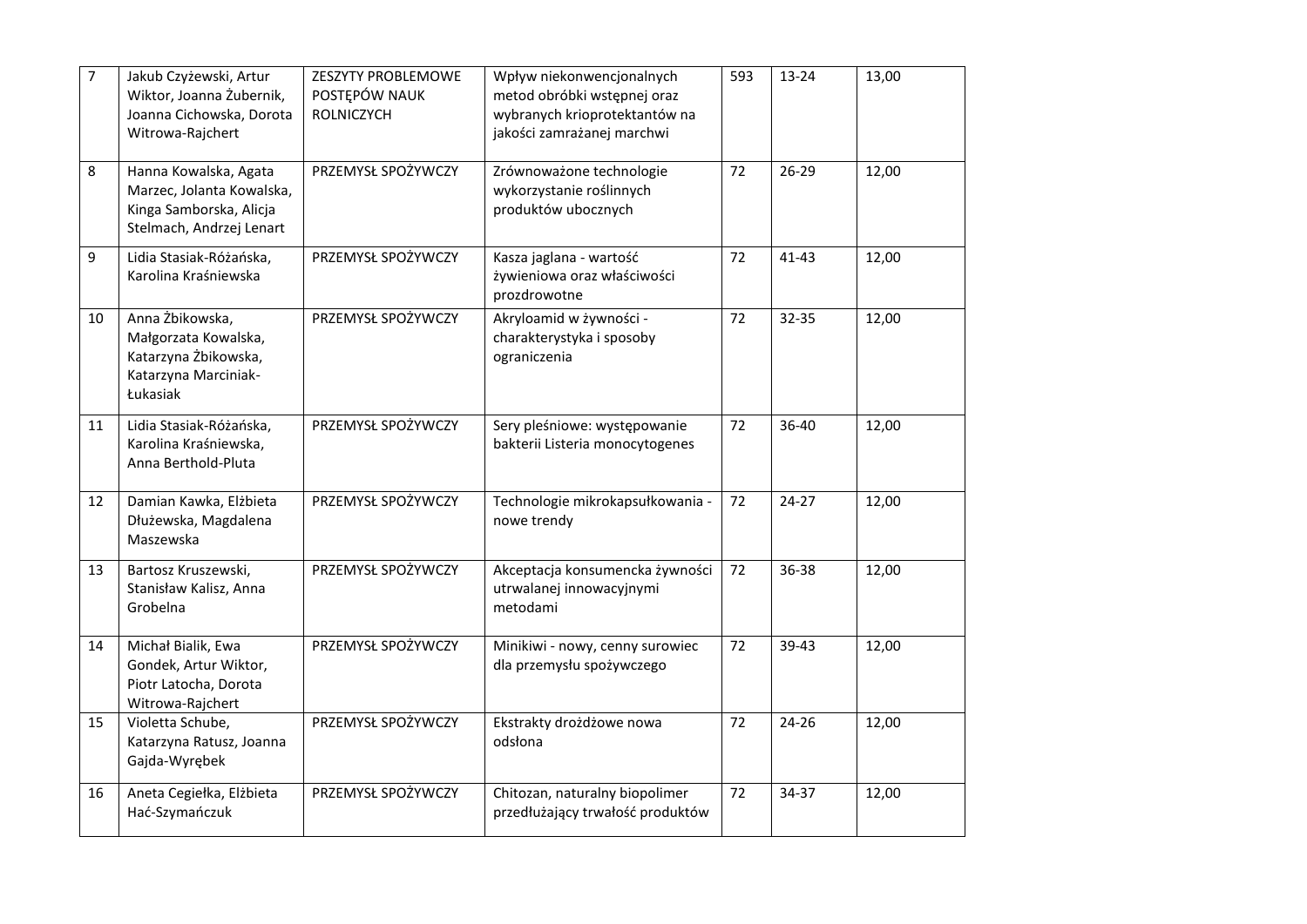| 7 | Jakub Czyżewski, Artur Wiktor, Joanna Żubernik, Joanna Cichowska, Dorota Witrowa-Rajchert | ZESZYTY PROBLEMOWE POSTĘPÓW NAUK ROLNICZYCH | Wpływ niekonwencjonalnych metod obróbki wstępnej oraz wybranych krioprotektantów na jakości zamrażanej marchwi | 593 | 13-24 | 13,00 |
|---|---|---|---|---|---|---|
| 8 | Hanna Kowalska, Agata Marzec, Jolanta Kowalska, Kinga Samborska, Alicja Stelmach, Andrzej Lenart | PRZEMYSŁ SPOŻYWCZY | Zrównoważone technologie wykorzystanie roślinnych produktów ubocznych | 72 | 26-29 | 12,00 |
| 9 | Lidia Stasiak-Różańska, Karolina Kraśniewska | PRZEMYSŁ SPOŻYWCZY | Kasza jaglana - wartość żywieniowa oraz właściwości prozdrowotne | 72 | 41-43 | 12,00 |
| 10 | Anna Żbikowska, Małgorzata Kowalska, Katarzyna Żbikowska, Katarzyna Marciniak-Łukasiak | PRZEMYSŁ SPOŻYWCZY | Akryloamid w żywności - charakterystyka i sposoby ograniczenia | 72 | 32-35 | 12,00 |
| 11 | Lidia Stasiak-Różańska, Karolina Kraśniewska, Anna Berthold-Pluta | PRZEMYSŁ SPOŻYWCZY | Sery pleśniowe: występowanie bakterii Listeria monocytogenes | 72 | 36-40 | 12,00 |
| 12 | Damian Kawka, Elżbieta Dłużewska, Magdalena Maszewska | PRZEMYSŁ SPOŻYWCZY | Technologie mikrokapsułkowania - nowe trendy | 72 | 24-27 | 12,00 |
| 13 | Bartosz Kruszewski, Stanisław Kalisz, Anna Grobelna | PRZEMYSŁ SPOŻYWCZY | Akceptacja konsumencka żywności utrwalanej innowacyjnymi metodami | 72 | 36-38 | 12,00 |
| 14 | Michał Bialik, Ewa Gondek, Artur Wiktor, Piotr Latocha, Dorota Witrowa-Rajchert | PRZEMYSŁ SPOŻYWCZY | Minikiwi - nowy, cenny surowiec dla przemysłu spożywczego | 72 | 39-43 | 12,00 |
| 15 | Violetta Schube, Katarzyna Ratusz, Joanna Gajda-Wyrębek | PRZEMYSŁ SPOŻYWCZY | Ekstrakty drożdżowe nowa odsłona | 72 | 24-26 | 12,00 |
| 16 | Aneta Cegiełka, Elżbieta Hać-Szymańczuk | PRZEMYSŁ SPOŻYWCZY | Chitozan, naturalny biopolimer przedłużający trwałość produktów | 72 | 34-37 | 12,00 |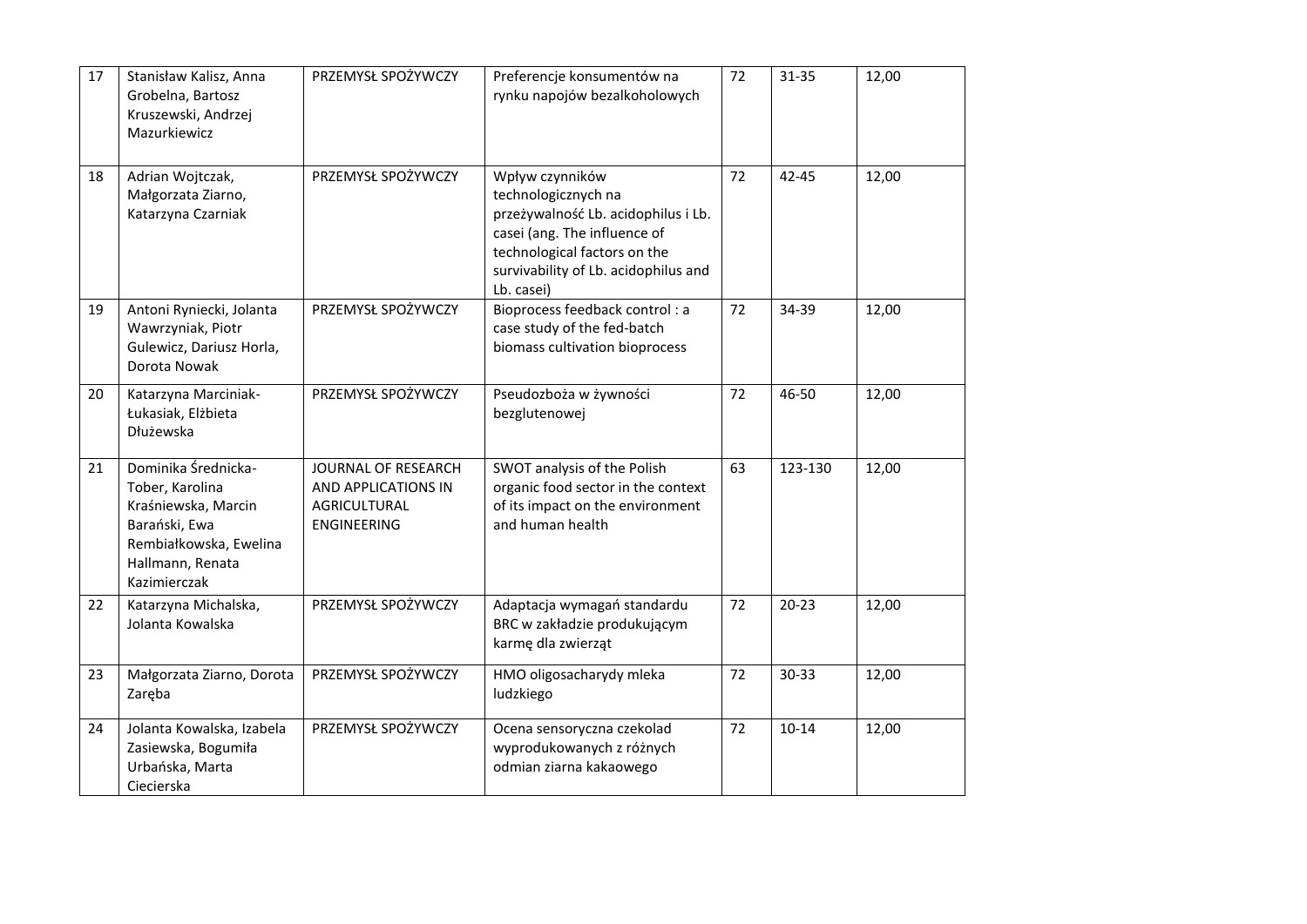| 17 | Stanisław Kalisz, Anna Grobelna, Bartosz Kruszewski, Andrzej Mazurkiewicz | PRZEMYSŁ SPOŻYWCZY | Preferencje konsumentów na rynku napojów bezalkoholowych | 72 | 31-35 | 12,00 |
|---|---|---|---|---|---|---|
| 18 | Adrian Wojtczak, Małgorzata Ziarno, Katarzyna Czarniak | PRZEMYSŁ SPOŻYWCZY | Wpływ czynników technologicznych na przeżywalność Lb. acidophilus i Lb. casei (ang. The influence of technological factors on the survivability of Lb. acidophilus and Lb. casei) | 72 | 42-45 | 12,00 |
| 19 | Antoni Ryniecki, Jolanta Wawrzyniak, Piotr Gulewicz, Dariusz Horla, Dorota Nowak | PRZEMYSŁ SPOŻYWCZY | Bioprocess feedback control : a case study of the fed-batch biomass cultivation bioprocess | 72 | 34-39 | 12,00 |
| 20 | Katarzyna Marciniak-Łukasiak, Elżbieta Dłużewska | PRZEMYSŁ SPOŻYWCZY | Pseudozboża w żywności bezglutenowej | 72 | 46-50 | 12,00 |
| 21 | Dominika Średnicka-Tober, Karolina Kraśniewska, Marcin Barański, Ewa Rembiałkowska, Ewelina Hallmann, Renata Kazimierczak | JOURNAL OF RESEARCH AND APPLICATIONS IN AGRICULTURAL ENGINEERING | SWOT analysis of the Polish organic food sector in the context of its impact on the environment and human health | 63 | 123-130 | 12,00 |
| 22 | Katarzyna Michalska, Jolanta Kowalska | PRZEMYSŁ SPOŻYWCZY | Adaptacja wymagań standardu BRC w zakładzie produkującym karmę dla zwierząt | 72 | 20-23 | 12,00 |
| 23 | Małgorzata Ziarno, Dorota Zaręba | PRZEMYSŁ SPOŻYWCZY | HMO oligosacharydy mleka ludzkiego | 72 | 30-33 | 12,00 |
| 24 | Jolanta Kowalska, Izabela Zasiewska, Bogumiła Urbańska, Marta Ciecierska | PRZEMYSŁ SPOŻYWCZY | Ocena sensoryczna czekolad wyprodukowanych z różnych odmian ziarna kakaowego | 72 | 10-14 | 12,00 |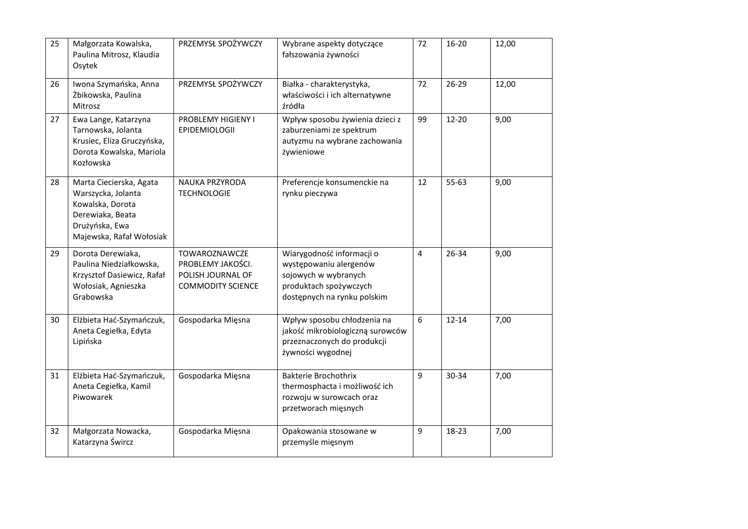| 25 | Małgorzata Kowalska, Paulina Mitrosz, Klaudia Osytek | PRZEMYSŁ SPOŻYWCZY | Wybrane aspekty dotyczące fałszowania żywności | 72 | 16-20 | 12,00 |
|---|---|---|---|---|---|---|
| 26 | Iwona Szymańska, Anna Żbikowska, Paulina Mitrosz | PRZEMYSŁ SPOŻYWCZY | Białka - charakterystyka, właściwości i ich alternatywne źródła | 72 | 26-29 | 12,00 |
| 27 | Ewa Lange, Katarzyna Tarnowska, Jolanta Krusiec, Eliza Gruczyńska, Dorota Kowalska, Mariola Kozłowska | PROBLEMY HIGIENY I EPIDEMIOLOGII | Wpływ sposobu żywienia dzieci z zaburzeniami ze spektrum autyzmu na wybrane zachowania żywieniowe | 99 | 12-20 | 9,00 |
| 28 | Marta Ciecierska, Agata Warszycka, Jolanta Kowalska, Dorota Derewiaka, Beata Drużyńska, Ewa Majewska, Rafał Wołosiak | NAUKA PRZYRODA TECHNOLOGIE | Preferencje konsumenckie na rynku pieczywa | 12 | 55-63 | 9,00 |
| 29 | Dorota Derewiaka, Paulina Niedziałkowska, Krzysztof Dasiewicz, Rafał Wołosiak, Agnieszka Grabowska | TOWAROZNAWCZE PROBLEMY JAKOŚCI. POLISH JOURNAL OF COMMODITY SCIENCE | Wiarygodność informacji o występowaniu alergenów sojowych w wybranych produktach spożywczych dostępnych na rynku polskim | 4 | 26-34 | 9,00 |
| 30 | Elżbieta Hać-Szymańczuk, Aneta Cegiełka, Edyta Lipińska | Gospodarka Mięsna | Wpływ sposobu chłodzenia na jakość mikrobiologiczną surowców przeznaczonych do produkcji żywności wygodnej | 6 | 12-14 | 7,00 |
| 31 | Elżbieta Hać-Szymańczuk, Aneta Cegiełka, Kamil Piwowarek | Gospodarka Mięsna | Bakterie Brochothrix thermosphacta i możliwość ich rozwoju w surowcach oraz przetworach mięsnych | 9 | 30-34 | 7,00 |
| 32 | Małgorzata Nowacka, Katarzyna Śwircz | Gospodarka Mięsna | Opakowania stosowane w przemyśle mięsnym | 9 | 18-23 | 7,00 |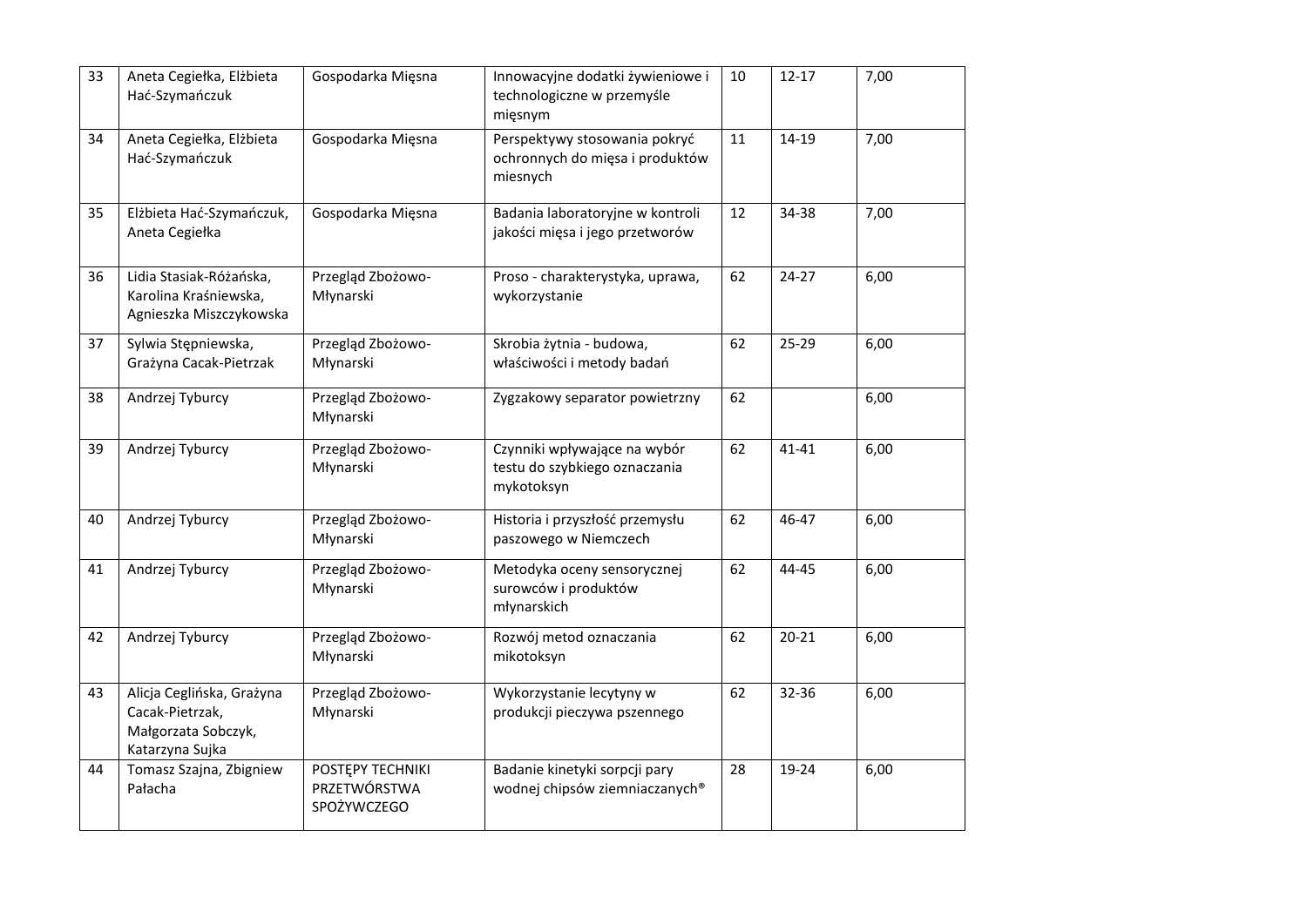| 33 | Aneta Cegiełka, Elżbieta Hać-Szymańczuk | Gospodarka Mięsna | Innowacyjne dodatki żywieniowe i technologiczne w przemyśle mięsnym | 10 | 12-17 | 7,00 |
|---|---|---|---|---|---|---|
| 34 | Aneta Cegiełka, Elżbieta Hać-Szymańczuk | Gospodarka Mięsna | Perspektywy stosowania pokryć ochronnych do mięsa i produktów miesnych | 11 | 14-19 | 7,00 |
| 35 | Elżbieta Hać-Szymańczuk, Aneta Cegiełka | Gospodarka Mięsna | Badania laboratoryjne w kontroli jakości mięsa i jego przetworów | 12 | 34-38 | 7,00 |
| 36 | Lidia Stasiak-Różańska, Karolina Kraśniewska, Agnieszka Miszczykowska | Przegląd Zbożowo-Młynarski | Proso - charakterystyka, uprawa, wykorzystanie | 62 | 24-27 | 6,00 |
| 37 | Sylwia Stępniewska, Grażyna Cacak-Pietrzak | Przegląd Zbożowo-Młynarski | Skrobia żytnia - budowa, właściwości i metody badań | 62 | 25-29 | 6,00 |
| 38 | Andrzej Tyburcy | Przegląd Zbożowo-Młynarski | Zygzakowy separator powietrzny | 62 | | 6,00 |
| 39 | Andrzej Tyburcy | Przegląd Zbożowo-Młynarski | Czynniki wpływające na wybór testu do szybkiego oznaczania mykotoksyn | 62 | 41-41 | 6,00 |
| 40 | Andrzej Tyburcy | Przegląd Zbożowo-Młynarski | Historia i przyszłość przemysłu paszowego w Niemczech | 62 | 46-47 | 6,00 |
| 41 | Andrzej Tyburcy | Przegląd Zbożowo-Młynarski | Metodyka oceny sensorycznej surowców i produktów młynarskich | 62 | 44-45 | 6,00 |
| 42 | Andrzej Tyburcy | Przegląd Zbożowo-Młynarski | Rozwój metod oznaczania mikotoksyn | 62 | 20-21 | 6,00 |
| 43 | Alicja Ceglińska, Grażyna Cacak-Pietrzak, Małgorzata Sobczyk, Katarzyna Sujka | Przegląd Zbożowo-Młynarski | Wykorzystanie lecytyny w produkcji pieczywa pszennego | 62 | 32-36 | 6,00 |
| 44 | Tomasz Szajna, Zbigniew Pałacha | POSTĘPY TECHNIKI PRZETWÓRSTWA SPOŻYWCZEGO | Badanie kinetyki sorpcji pary wodnej chipsów ziemniaczanych® | 28 | 19-24 | 6,00 |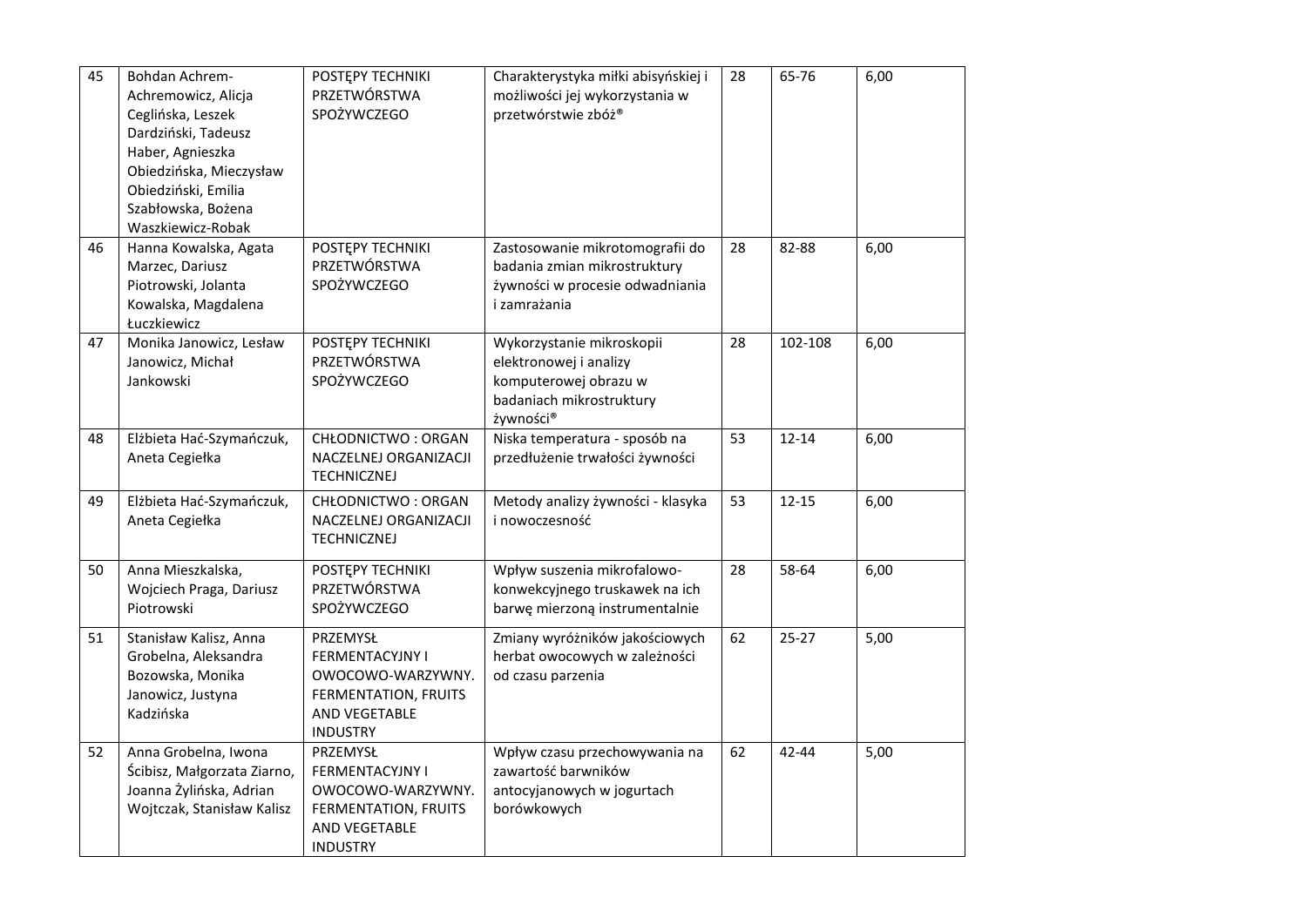| 45 | Bohdan Achrem-Achremowicz, Alicja Ceglińska, Leszek Dardziński, Tadeusz Haber, Agnieszka Obiedzińska, Mieczysław Obiedziński, Emilia Szabłowska, Bożena Waszkiewicz-Robak | POSTĘPY TECHNIKI PRZETWÓRSTWA SPOŻYWCZEGO | Charakterystyka miłki abisyńskiej i możliwości jej wykorzystania w przetwórstwie zbóż® | 28 | 65-76 | 6,00 |
|---|---|---|---|---|---|---|
| 46 | Hanna Kowalska, Agata Marzec, Dariusz Piotrowski, Jolanta Kowalska, Magdalena Łuczkiewicz | POSTĘPY TECHNIKI PRZETWÓRSTWA SPOŻYWCZEGO | Zastosowanie mikrotomografii do badania zmian mikrostruktury żywności w procesie odwadniania i zamrażania | 28 | 82-88 | 6,00 |
| 47 | Monika Janowicz, Lesław Janowicz, Michał Jankowski | POSTĘPY TECHNIKI PRZETWÓRSTWA SPOŻYWCZEGO | Wykorzystanie mikroskopii elektronowej i analizy komputerowej obrazu w badaniach mikrostruktury żywności® | 28 | 102-108 | 6,00 |
| 48 | Elżbieta Hać-Szymańczuk, Aneta Cegiełka | CHŁODNICTWO : ORGAN NACZELNEJ ORGANIZACJI TECHNICZNEJ | Niska temperatura - sposób na przedłużenie trwałości żywności | 53 | 12-14 | 6,00 |
| 49 | Elżbieta Hać-Szymańczuk, Aneta Cegiełka | CHŁODNICTWO : ORGAN NACZELNEJ ORGANIZACJI TECHNICZNEJ | Metody analizy żywności - klasyka i nowoczesność | 53 | 12-15 | 6,00 |
| 50 | Anna Mieszkalska, Wojciech Praga, Dariusz Piotrowski | POSTĘPY TECHNIKI PRZETWÓRSTWA SPOŻYWCZEGO | Wpływ suszenia mikrofalowo-konwekcyjnego truskawek na ich barwę mierzoną instrumentalnie | 28 | 58-64 | 6,00 |
| 51 | Stanisław Kalisz, Anna Grobelna, Aleksandra Bozowska, Monika Janowicz, Justyna Kadzińska | PRZEMYSŁ FERMENTACYJNY I OWOCOWO-WARZYWNY. FERMENTATION, FRUITS AND VEGETABLE INDUSTRY | Zmiany wyróżników jakościowych herbat owocowych w zależności od czasu parzenia | 62 | 25-27 | 5,00 |
| 52 | Anna Grobelna, Iwona Ścibisz, Małgorzata Ziarno, Joanna Żylińska, Adrian Wojtczak, Stanisław Kalisz | PRZEMYSŁ FERMENTACYJNY I OWOCOWO-WARZYWNY. FERMENTATION, FRUITS AND VEGETABLE INDUSTRY | Wpływ czasu przechowywania na zawartość barwników antocyjanowych w jogurtach borówkowych | 62 | 42-44 | 5,00 |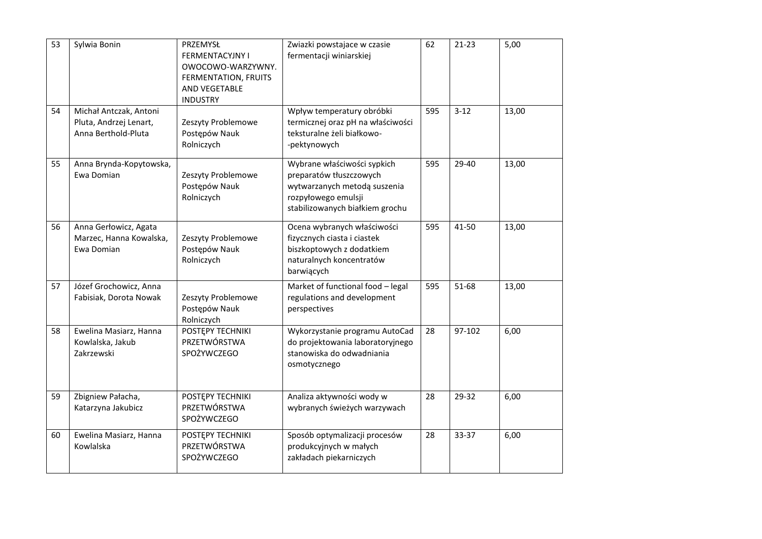| 53 | Sylwia Bonin | PRZEMYSŁ FERMENTACYJNY I OWOCOWO-WARZYWNY. FERMENTATION, FRUITS AND VEGETABLE INDUSTRY | Zwiazki powstajace w czasie fermentacji winiarskiej | 62 | 21-23 | 5,00 |
|---|---|---|---|---|---|---|
| 54 | Michał Antczak, Antoni Pluta, Andrzej Lenart, Anna Berthold-Pluta | Zeszyty Problemowe Postępów Nauk Rolniczych | Wpływ temperatury obróbki termicznej oraz pH na właściwości teksturalne żeli białkowo--pektynowych | 595 | 3-12 | 13,00 |
| 55 | Anna Brynda-Kopytowska, Ewa Domian | Zeszyty Problemowe Postępów Nauk Rolniczych | Wybrane właściwości sypkich preparatów tłuszczowych wytwarzanych metodą suszenia rozpyłowego emulsji stabilizowanych białkiem grochu | 595 | 29-40 | 13,00 |
| 56 | Anna Gerłowicz, Agata Marzec, Hanna Kowalska, Ewa Domian | Zeszyty Problemowe Postępów Nauk Rolniczych | Ocena wybranych właściwości fizycznych ciasta i ciastek biszkoptowych z dodatkiem naturalnych koncentratów barwiących | 595 | 41-50 | 13,00 |
| 57 | Józef Grochowicz, Anna Fabisiak, Dorota Nowak | Zeszyty Problemowe Postępów Nauk Rolniczych | Market of functional food – legal regulations and development perspectives | 595 | 51-68 | 13,00 |
| 58 | Ewelina Masiarz, Hanna Kowlalska, Jakub Zakrzewski | POSTĘPY TECHNIKI PRZETWÓRSTWA SPOŻYWCZEGO | Wykorzystanie programu AutoCad do projektowania laboratoryjnego stanowiska do odwadniania osmotycznego | 28 | 97-102 | 6,00 |
| 59 | Zbigniew Pałacha, Katarzyna Jakubicz | POSTĘPY TECHNIKI PRZETWÓRSTWA SPOŻYWCZEGO | Analiza aktywności wody w wybranych świeżych warzywach | 28 | 29-32 | 6,00 |
| 60 | Ewelina Masiarz, Hanna Kowlalska | POSTĘPY TECHNIKI PRZETWÓRSTWA SPOŻYWCZEGO | Sposób optymalizacji procesów produkcyjnych w małych zakładach piekarniczych | 28 | 33-37 | 6,00 |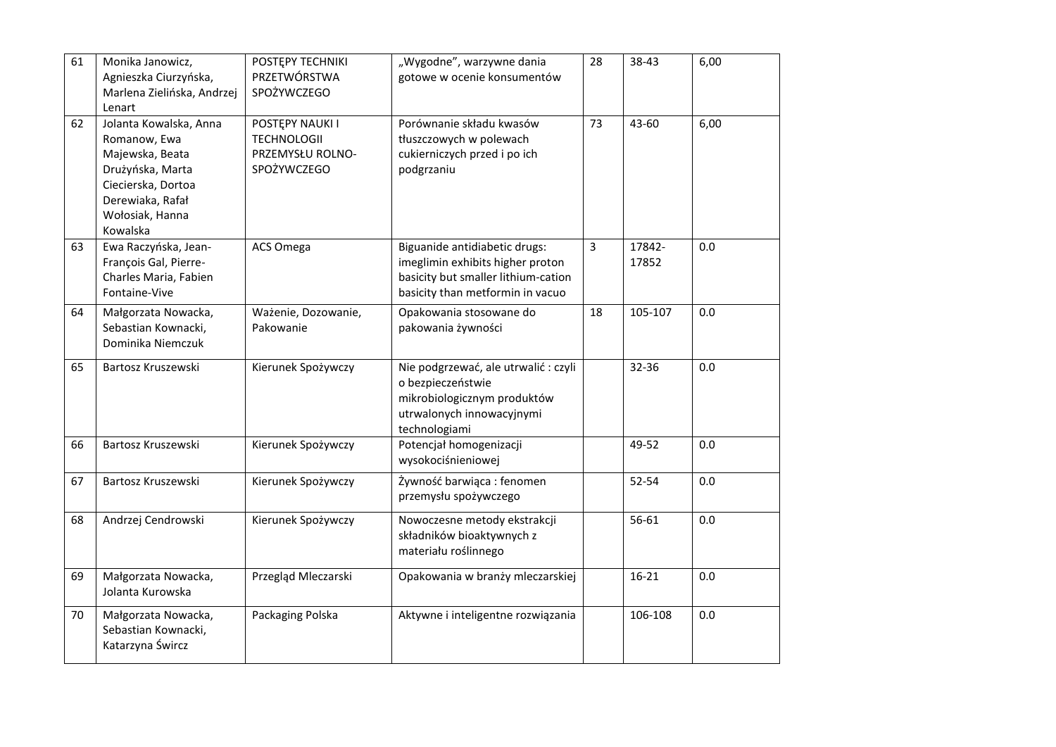| 61 | Monika Janowicz, Agnieszka Ciurzyńska, Marlena Zielińska, Andrzej Lenart | POSTĘPY TECHNIKI PRZETWÓRSTWA SPOŻYWCZEGO | „Wygodne", warzywne dania gotowe w ocenie konsumentów | 28 | 38-43 | 6,00 |
|---|---|---|---|---|---|---|
| 62 | Jolanta Kowalska, Anna Romanow, Ewa Majewska, Beata Drużyńska, Marta Ciecierska, Dortoa Derewiaka, Rafał Wołosiak, Hanna Kowalska | POSTĘPY NAUKI I TECHNOLOGII PRZEMYSŁU ROLNO-SPOŻYWCZEGO | Porównanie składu kwasów tłuszczowych w polewach cukierniczych przed i po ich podgrzaniu | 73 | 43-60 | 6,00 |
| 63 | Ewa Raczyńska, Jean-François Gal, Pierre-Charles Maria, Fabien Fontaine-Vive | ACS Omega | Biguanide antidiabetic drugs: imeglimin exhibits higher proton basicity but smaller lithium-cation basicity than metformin in vacuo | 3 | 17842-17852 | 0.0 |
| 64 | Małgorzata Nowacka, Sebastian Kownacki, Dominika Niemczuk | Ważenie, Dozowanie, Pakowanie | Opakowania stosowane do pakowania żywności | 18 | 105-107 | 0.0 |
| 65 | Bartosz Kruszewski | Kierunek Spożywczy | Nie podgrzewać, ale utrwalić : czyli o bezpieczeństwie mikrobiologicznym produktów utrwalonych innowacyjnymi technologiami | | 32-36 | 0.0 |
| 66 | Bartosz Kruszewski | Kierunek Spożywczy | Potencjał homogenizacji wysokociśnieniowej | | 49-52 | 0.0 |
| 67 | Bartosz Kruszewski | Kierunek Spożywczy | Żywność barwiąca : fenomen przemysłu spożywczego | | 52-54 | 0.0 |
| 68 | Andrzej Cendrowski | Kierunek Spożywczy | Nowoczesne metody ekstrakcji składników bioaktywnych z materiału roślinnego | | 56-61 | 0.0 |
| 69 | Małgorzata Nowacka, Jolanta Kurowska | Przegląd Mleczarski | Opakowania w branży mleczarskiej | | 16-21 | 0.0 |
| 70 | Małgorzata Nowacka, Sebastian Kownacki, Katarzyna Śwircz | Packaging Polska | Aktywne i inteligentne rozwiązania | | 106-108 | 0.0 |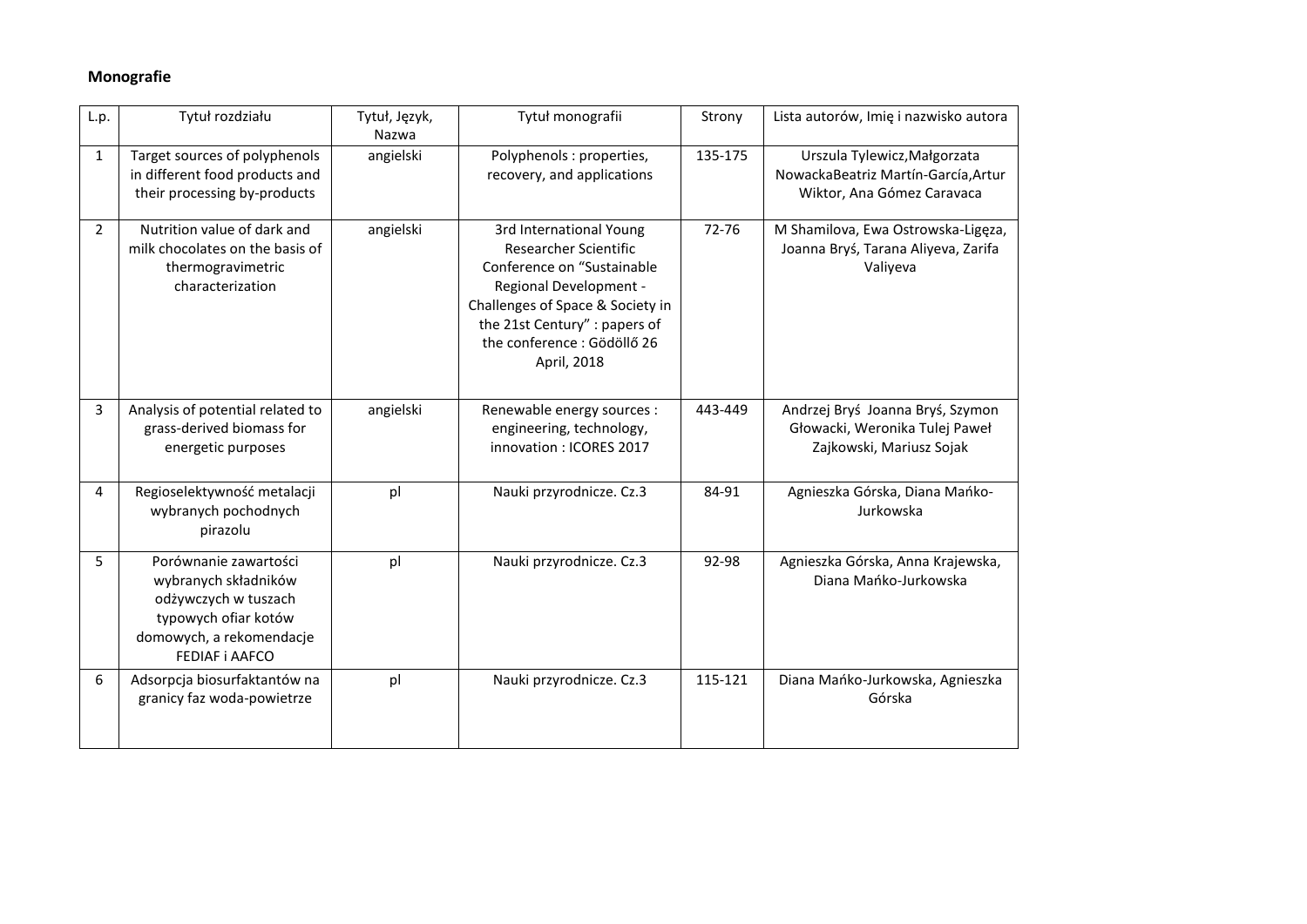**Monografie**

| L.p. | Tytuł rozdziału | Tytuł, Język, Nazwa | Tytuł monografii | Strony | Lista autorów, Imię i nazwisko autora |
|---|---|---|---|---|---|
| 1 | Target sources of polyphenols in different food products and their processing by-products | angielski | Polyphenols : properties, recovery, and applications | 135-175 | Urszula Tylewicz,Małgorzata NowackaBeatriz Martín-García,Artur Wiktor, Ana Gómez Caravaca |
| 2 | Nutrition value of dark and milk chocolates on the basis of thermogravimetric characterization | angielski | 3rd International Young Researcher Scientific Conference on "Sustainable Regional Development - Challenges of Space & Society in the 21st Century" : papers of the conference : Gödöllő 26 April, 2018 | 72-76 | M Shamilova, Ewa Ostrowska-Ligęza, Joanna Bryś, Tarana Aliyeva, Zarifa Valiyeva |
| 3 | Analysis of potential related to grass-derived biomass for energetic purposes | angielski | Renewable energy sources : engineering, technology, innovation : ICORES 2017 | 443-449 | Andrzej Bryś Joanna Bryś, Szymon Głowacki, Weronika Tulej Paweł Zajkowski, Mariusz Sojak |
| 4 | Regioselektywność metalacji wybranych pochodnych pirazolu | pl | Nauki przyrodnicze. Cz.3 | 84-91 | Agnieszka Górska, Diana Mańko-Jurkowska |
| 5 | Porównanie zawartości wybranych składników odżywczych w tuszach typowych ofiar kotów domowych, a rekomendacje FEDIAF i AAFCO | pl | Nauki przyrodnicze. Cz.3 | 92-98 | Agnieszka Górska, Anna Krajewska, Diana Mańko-Jurkowska |
| 6 | Adsorpcja biosurfaktantów na granicy faz woda-powietrze | pl | Nauki przyrodnicze. Cz.3 | 115-121 | Diana Mańko-Jurkowska, Agnieszka Górska |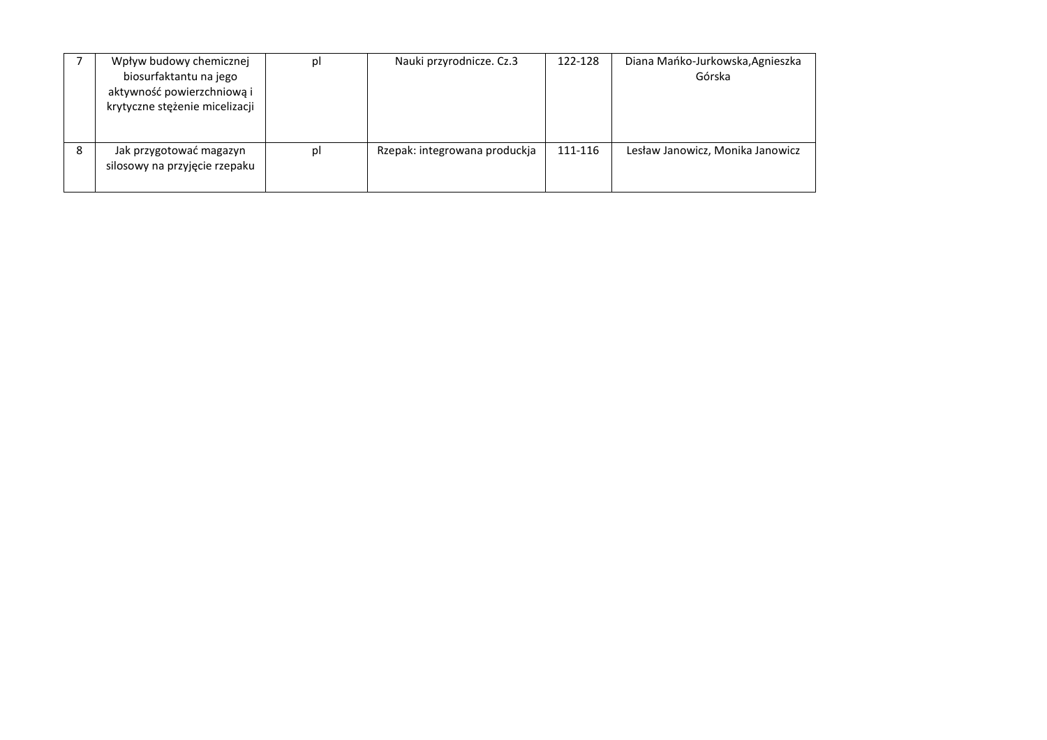| | | | | | |
|---|---|---|---|---|---|
| 7 | Wpływ budowy chemicznej biosurfaktantu na jego aktywność powierzchniową i krytyczne stężenie micelizacji | pl | Nauki przyrodnicze. Cz.3 | 122-128 | Diana Mańko-Jurkowska,Agnieszka Górska |
| 8 | Jak przygotować magazyn silosowy na przyjęcie rzepaku | pl | Rzepak: integrowana produckja | 111-116 | Lesław Janowicz, Monika Janowicz |